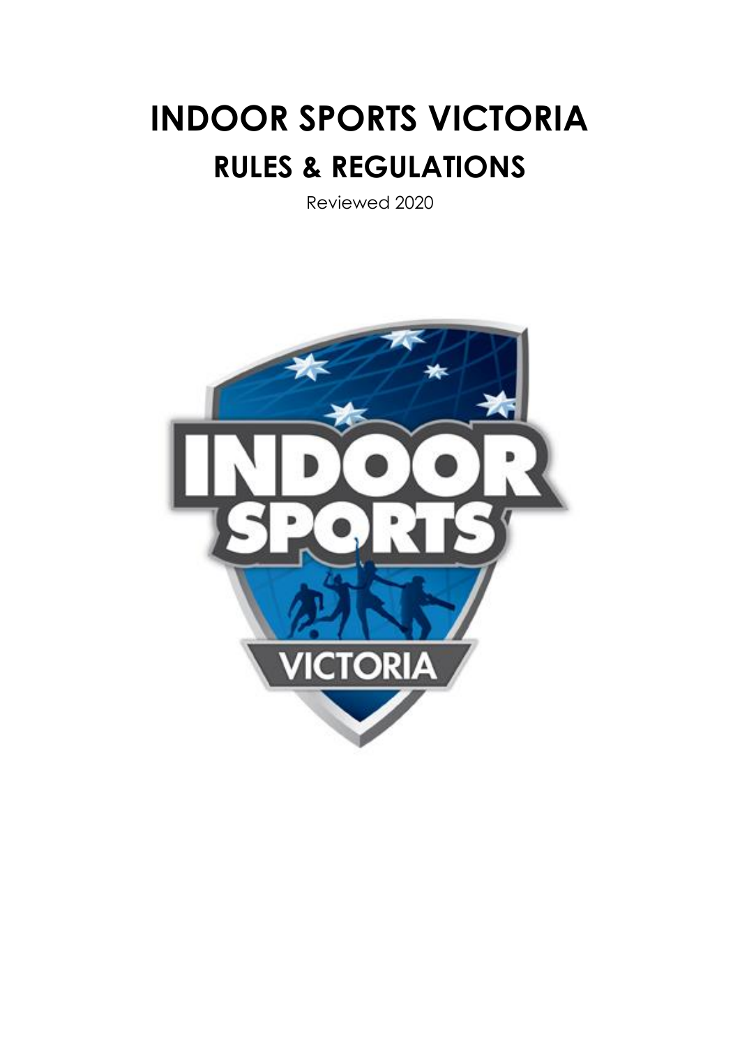# INDOOR SPORTS VICTORIA

## RULES & REGULATIONS

Reviewed 2020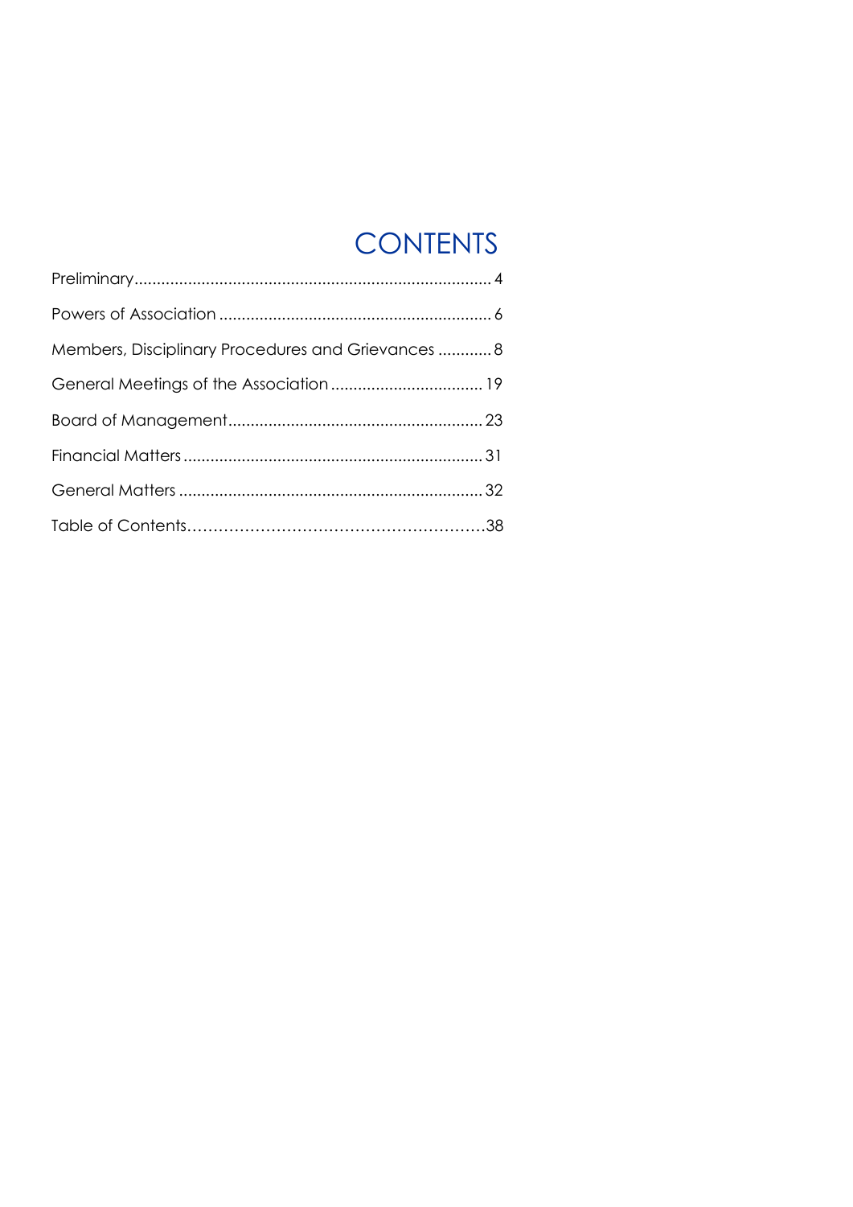# CONTENTS

| | |
|---|---|
| Preliminary | 4 |
| Powers of Association | 6 |
| Members, Disciplinary Procedures and Grievances | 8 |
| General Meetings of the Association | 19 |
| Board of Management | 23 |
| Financial Matters | 31 |
| General Matters | 32 |
| Table of Contents | 38 |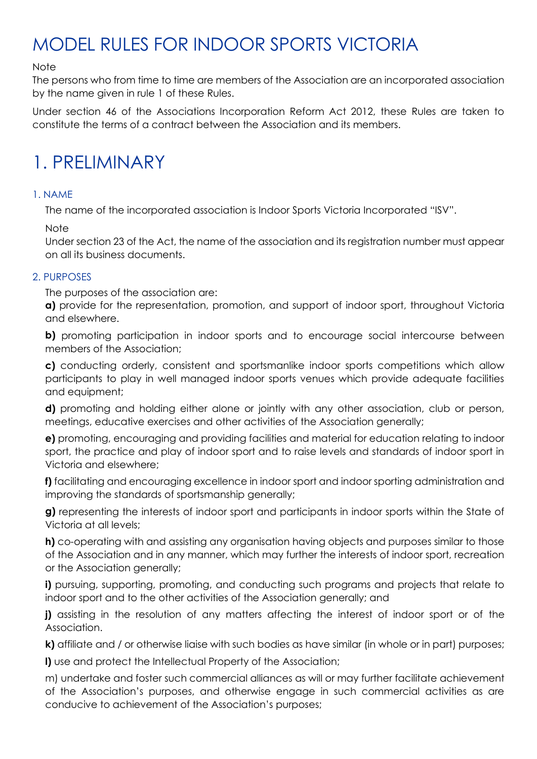# MODEL RULES FOR INDOOR SPORTS VICTORIA

Note
The persons who from time to time are members of the Association are an incorporated association by the name given in rule 1 of these Rules.

Under section 46 of the Associations Incorporation Reform Act 2012, these Rules are taken to constitute the terms of a contract between the Association and its members.

# 1. PRELIMINARY

### 1. NAME

The name of the incorporated association is Indoor Sports Victoria Incorporated "ISV".

Note
Under section 23 of the Act, the name of the association and its registration number must appear on all its business documents.

### 2. PURPOSES

The purposes of the association are:

**a)** provide for the representation, promotion, and support of indoor sport, throughout Victoria and elsewhere.

**b)** promoting participation in indoor sports and to encourage social intercourse between members of the Association;

**c)** conducting orderly, consistent and sportsmanlike indoor sports competitions which allow participants to play in well managed indoor sports venues which provide adequate facilities and equipment;

**d)** promoting and holding either alone or jointly with any other association, club or person, meetings, educative exercises and other activities of the Association generally;

**e)** promoting, encouraging and providing facilities and material for education relating to indoor sport, the practice and play of indoor sport and to raise levels and standards of indoor sport in Victoria and elsewhere;

**f)** facilitating and encouraging excellence in indoor sport and indoor sporting administration and improving the standards of sportsmanship generally;

**g)** representing the interests of indoor sport and participants in indoor sports within the State of Victoria at all levels;

**h)** co-operating with and assisting any organisation having objects and purposes similar to those of the Association and in any manner, which may further the interests of indoor sport, recreation or the Association generally;

**i)** pursuing, supporting, promoting, and conducting such programs and projects that relate to indoor sport and to the other activities of the Association generally; and

**j)** assisting in the resolution of any matters affecting the interest of indoor sport or of the Association.

**k)** affiliate and / or otherwise liaise with such bodies as have similar (in whole or in part) purposes;

**l)** use and protect the Intellectual Property of the Association;

m) undertake and foster such commercial alliances as will or may further facilitate achievement of the Association's purposes, and otherwise engage in such commercial activities as are conducive to achievement of the Association's purposes;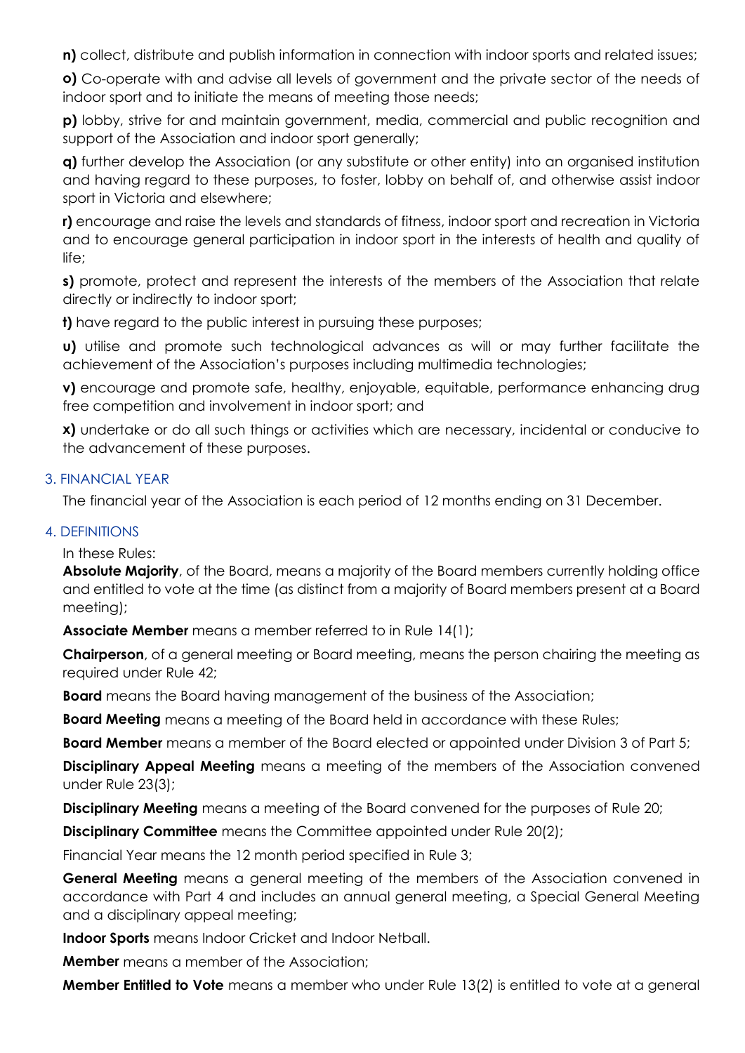**n)** collect, distribute and publish information in connection with indoor sports and related issues;

**o)** Co-operate with and advise all levels of government and the private sector of the needs of indoor sport and to initiate the means of meeting those needs;

**p)** lobby, strive for and maintain government, media, commercial and public recognition and support of the Association and indoor sport generally;

**q)** further develop the Association (or any substitute or other entity) into an organised institution and having regard to these purposes, to foster, lobby on behalf of, and otherwise assist indoor sport in Victoria and elsewhere;

**r)** encourage and raise the levels and standards of fitness, indoor sport and recreation in Victoria and to encourage general participation in indoor sport in the interests of health and quality of life;

**s)** promote, protect and represent the interests of the members of the Association that relate directly or indirectly to indoor sport;

**t)** have regard to the public interest in pursuing these purposes;

**u)** utilise and promote such technological advances as will or may further facilitate the achievement of the Association's purposes including multimedia technologies;

**v)** encourage and promote safe, healthy, enjoyable, equitable, performance enhancing drug free competition and involvement in indoor sport; and

**x)** undertake or do all such things or activities which are necessary, incidental or conducive to the advancement of these purposes.

## 3. FINANCIAL YEAR

The financial year of the Association is each period of 12 months ending on 31 December.

## 4. DEFINITIONS

In these Rules:

**Absolute Majority**, of the Board, means a majority of the Board members currently holding office and entitled to vote at the time (as distinct from a majority of Board members present at a Board meeting);

**Associate Member** means a member referred to in Rule 14(1);

**Chairperson**, of a general meeting or Board meeting, means the person chairing the meeting as required under Rule 42;

**Board** means the Board having management of the business of the Association;

**Board Meeting** means a meeting of the Board held in accordance with these Rules;

**Board Member** means a member of the Board elected or appointed under Division 3 of Part 5;

**Disciplinary Appeal Meeting** means a meeting of the members of the Association convened under Rule 23(3);

**Disciplinary Meeting** means a meeting of the Board convened for the purposes of Rule 20;

**Disciplinary Committee** means the Committee appointed under Rule 20(2);

Financial Year means the 12 month period specified in Rule 3;

**General Meeting** means a general meeting of the members of the Association convened in accordance with Part 4 and includes an annual general meeting, a Special General Meeting and a disciplinary appeal meeting;

**Indoor Sports** means Indoor Cricket and Indoor Netball.

**Member** means a member of the Association;

**Member Entitled to Vote** means a member who under Rule 13(2) is entitled to vote at a general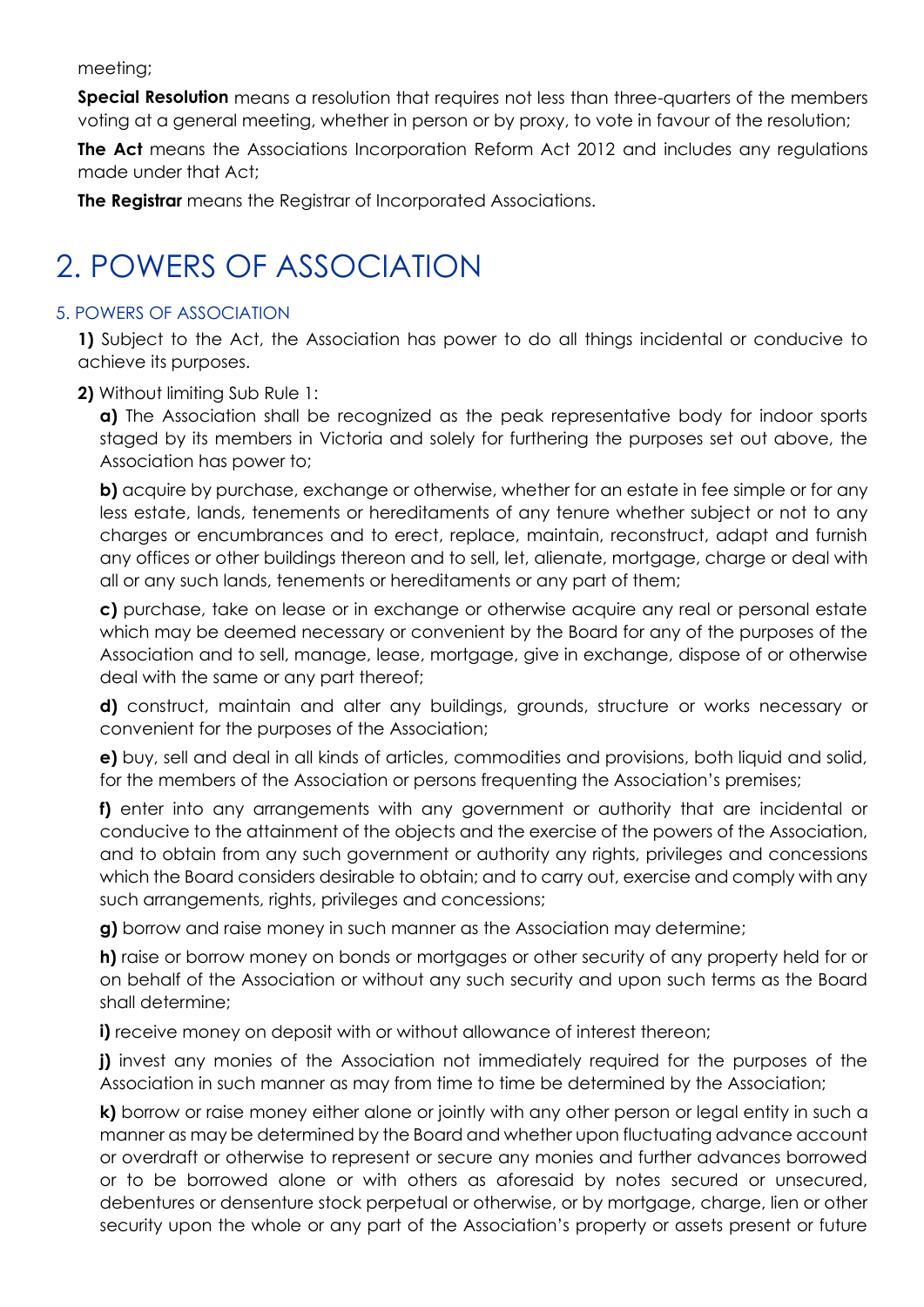meeting;

**Special Resolution** means a resolution that requires not less than three-quarters of the members voting at a general meeting, whether in person or by proxy, to vote in favour of the resolution;

**The Act** means the Associations Incorporation Reform Act 2012 and includes any regulations made under that Act;

**The Registrar** means the Registrar of Incorporated Associations.

# 2. POWERS OF ASSOCIATION

### 5. POWERS OF ASSOCIATION

**1)** Subject to the Act, the Association has power to do all things incidental or conducive to achieve its purposes.

**2)** Without limiting Sub Rule 1:

**a)** The Association shall be recognized as the peak representative body for indoor sports staged by its members in Victoria and solely for furthering the purposes set out above, the Association has power to;

**b)** acquire by purchase, exchange or otherwise, whether for an estate in fee simple or for any less estate, lands, tenements or hereditaments of any tenure whether subject or not to any charges or encumbrances and to erect, replace, maintain, reconstruct, adapt and furnish any offices or other buildings thereon and to sell, let, alienate, mortgage, charge or deal with all or any such lands, tenements or hereditaments or any part of them;

**c)** purchase, take on lease or in exchange or otherwise acquire any real or personal estate which may be deemed necessary or convenient by the Board for any of the purposes of the Association and to sell, manage, lease, mortgage, give in exchange, dispose of or otherwise deal with the same or any part thereof;

**d)** construct, maintain and alter any buildings, grounds, structure or works necessary or convenient for the purposes of the Association;

**e)** buy, sell and deal in all kinds of articles, commodities and provisions, both liquid and solid, for the members of the Association or persons frequenting the Association's premises;

**f)** enter into any arrangements with any government or authority that are incidental or conducive to the attainment of the objects and the exercise of the powers of the Association, and to obtain from any such government or authority any rights, privileges and concessions which the Board considers desirable to obtain; and to carry out, exercise and comply with any such arrangements, rights, privileges and concessions;

**g)** borrow and raise money in such manner as the Association may determine;

**h)** raise or borrow money on bonds or mortgages or other security of any property held for or on behalf of the Association or without any such security and upon such terms as the Board shall determine;

**i)** receive money on deposit with or without allowance of interest thereon;

**j)** invest any monies of the Association not immediately required for the purposes of the Association in such manner as may from time to time be determined by the Association;

**k)** borrow or raise money either alone or jointly with any other person or legal entity in such a manner as may be determined by the Board and whether upon fluctuating advance account or overdraft or otherwise to represent or secure any monies and further advances borrowed or to be borrowed alone or with others as aforesaid by notes secured or unsecured, debentures or densenture stock perpetual or otherwise, or by mortgage, charge, lien or other security upon the whole or any part of the Association's property or assets present or future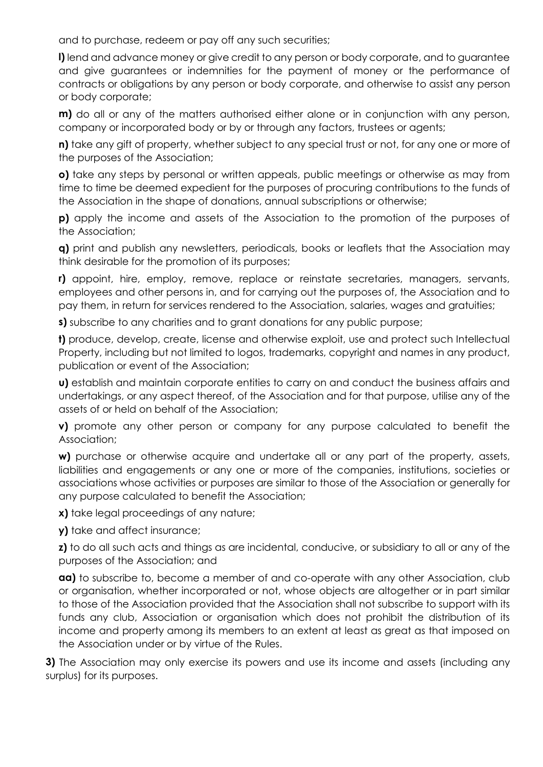and to purchase, redeem or pay off any such securities;

**l)** lend and advance money or give credit to any person or body corporate, and to guarantee and give guarantees or indemnities for the payment of money or the performance of contracts or obligations by any person or body corporate, and otherwise to assist any person or body corporate;

**m)** do all or any of the matters authorised either alone or in conjunction with any person, company or incorporated body or by or through any factors, trustees or agents;

**n)** take any gift of property, whether subject to any special trust or not, for any one or more of the purposes of the Association;

**o)** take any steps by personal or written appeals, public meetings or otherwise as may from time to time be deemed expedient for the purposes of procuring contributions to the funds of the Association in the shape of donations, annual subscriptions or otherwise;

**p)** apply the income and assets of the Association to the promotion of the purposes of the Association;

**q)** print and publish any newsletters, periodicals, books or leaflets that the Association may think desirable for the promotion of its purposes;

**r)** appoint, hire, employ, remove, replace or reinstate secretaries, managers, servants, employees and other persons in, and for carrying out the purposes of, the Association and to pay them, in return for services rendered to the Association, salaries, wages and gratuities;

**s)** subscribe to any charities and to grant donations for any public purpose;

**t)** produce, develop, create, license and otherwise exploit, use and protect such Intellectual Property, including but not limited to logos, trademarks, copyright and names in any product, publication or event of the Association;

**u)** establish and maintain corporate entities to carry on and conduct the business affairs and undertakings, or any aspect thereof, of the Association and for that purpose, utilise any of the assets of or held on behalf of the Association;

**v)** promote any other person or company for any purpose calculated to benefit the Association;

**w)** purchase or otherwise acquire and undertake all or any part of the property, assets, liabilities and engagements or any one or more of the companies, institutions, societies or associations whose activities or purposes are similar to those of the Association or generally for any purpose calculated to benefit the Association;

**x)** take legal proceedings of any nature;

**y)** take and affect insurance;

**z)** to do all such acts and things as are incidental, conducive, or subsidiary to all or any of the purposes of the Association; and

**aa)** to subscribe to, become a member of and co-operate with any other Association, club or organisation, whether incorporated or not, whose objects are altogether or in part similar to those of the Association provided that the Association shall not subscribe to support with its funds any club, Association or organisation which does not prohibit the distribution of its income and property among its members to an extent at least as great as that imposed on the Association under or by virtue of the Rules.

**3)** The Association may only exercise its powers and use its income and assets (including any surplus) for its purposes.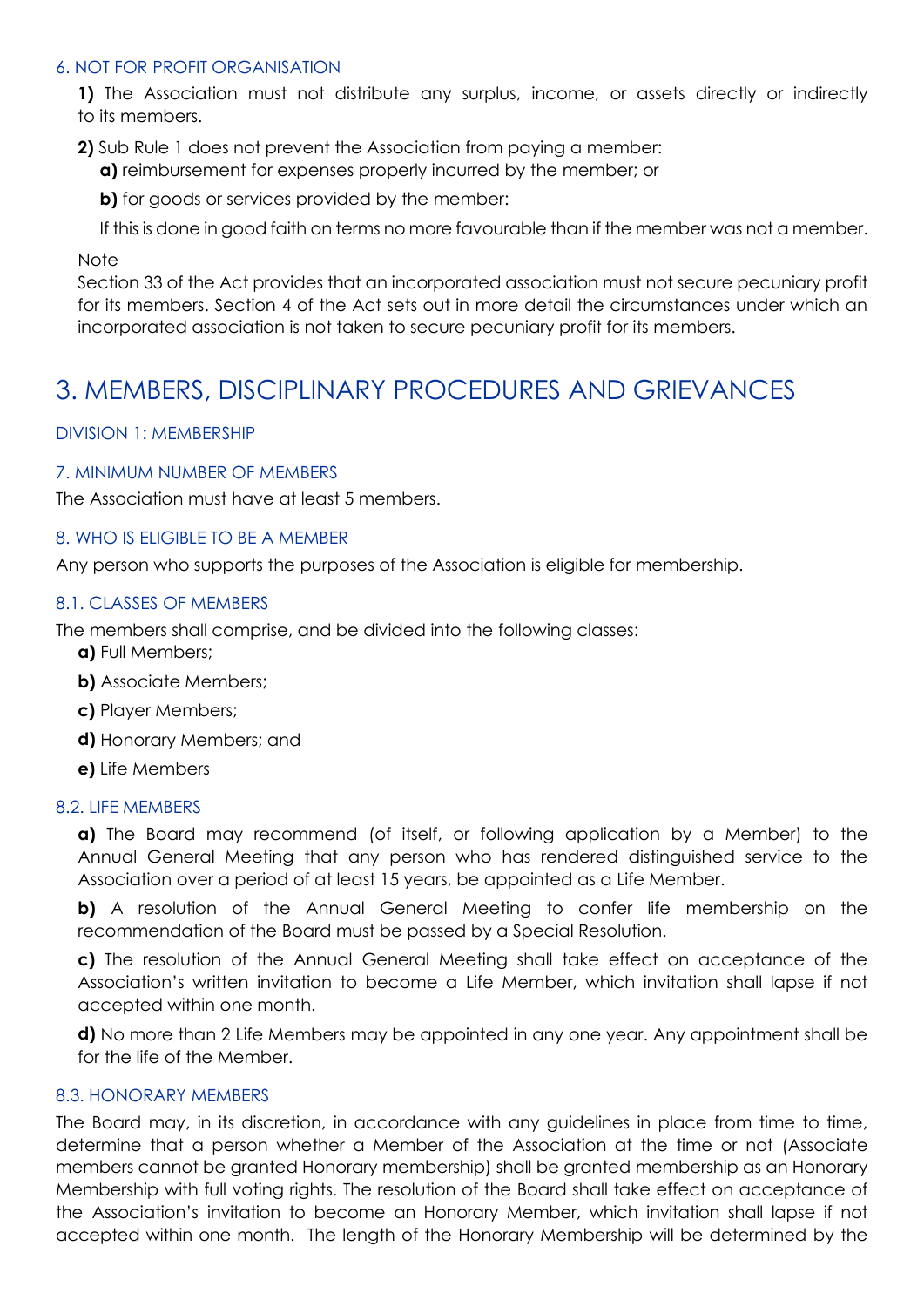#### 6. NOT FOR PROFIT ORGANISATION

**1)** The Association must not distribute any surplus, income, or assets directly or indirectly to its members.

**2)** Sub Rule 1 does not prevent the Association from paying a member:

**a)** reimbursement for expenses properly incurred by the member; or

**b)** for goods or services provided by the member:

If this is done in good faith on terms no more favourable than if the member was not a member.

Note

Section 33 of the Act provides that an incorporated association must not secure pecuniary profit for its members. Section 4 of the Act sets out in more detail the circumstances under which an incorporated association is not taken to secure pecuniary profit for its members.

# 3. MEMBERS, DISCIPLINARY PROCEDURES AND GRIEVANCES

### DIVISION 1: MEMBERSHIP

#### 7. MINIMUM NUMBER OF MEMBERS

The Association must have at least 5 members.

#### 8. WHO IS ELIGIBLE TO BE A MEMBER

Any person who supports the purposes of the Association is eligible for membership.

#### 8.1. CLASSES OF MEMBERS

The members shall comprise, and be divided into the following classes:

**a)** Full Members;

**b)** Associate Members;

**c)** Player Members;

**d)** Honorary Members; and

**e)** Life Members

#### 8.2. LIFE MEMBERS

**a)** The Board may recommend (of itself, or following application by a Member) to the Annual General Meeting that any person who has rendered distinguished service to the Association over a period of at least 15 years, be appointed as a Life Member.

**b)** A resolution of the Annual General Meeting to confer life membership on the recommendation of the Board must be passed by a Special Resolution.

**c)** The resolution of the Annual General Meeting shall take effect on acceptance of the Association's written invitation to become a Life Member, which invitation shall lapse if not accepted within one month.

**d)** No more than 2 Life Members may be appointed in any one year. Any appointment shall be for the life of the Member.

#### 8.3. HONORARY MEMBERS

The Board may, in its discretion, in accordance with any guidelines in place from time to time, determine that a person whether a Member of the Association at the time or not (Associate members cannot be granted Honorary membership) shall be granted membership as an Honorary Membership with full voting rights. The resolution of the Board shall take effect on acceptance of the Association's invitation to become an Honorary Member, which invitation shall lapse if not accepted within one month. The length of the Honorary Membership will be determined by the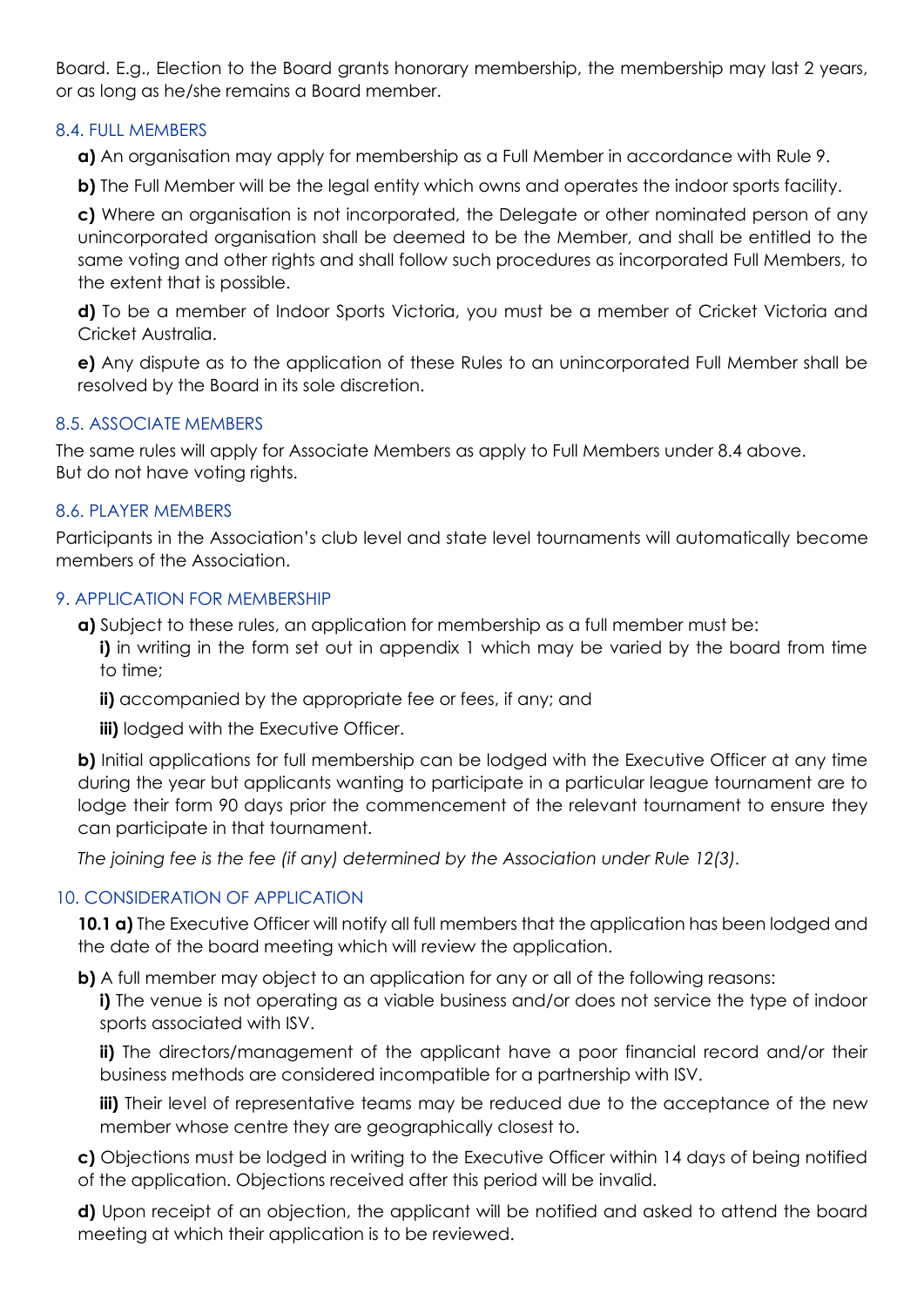Board. E.g., Election to the Board grants honorary membership, the membership may last 2 years, or as long as he/she remains a Board member.

### 8.4. FULL MEMBERS

**a)** An organisation may apply for membership as a Full Member in accordance with Rule 9.

**b)** The Full Member will be the legal entity which owns and operates the indoor sports facility.

**c)** Where an organisation is not incorporated, the Delegate or other nominated person of any unincorporated organisation shall be deemed to be the Member, and shall be entitled to the same voting and other rights and shall follow such procedures as incorporated Full Members, to the extent that is possible.

**d)** To be a member of Indoor Sports Victoria, you must be a member of Cricket Victoria and Cricket Australia.

**e)** Any dispute as to the application of these Rules to an unincorporated Full Member shall be resolved by the Board in its sole discretion.

### 8.5. ASSOCIATE MEMBERS

The same rules will apply for Associate Members as apply to Full Members under 8.4 above.
But do not have voting rights.

### 8.6. PLAYER MEMBERS

Participants in the Association's club level and state level tournaments will automatically become members of the Association.

## 9. APPLICATION FOR MEMBERSHIP

**a)** Subject to these rules, an application for membership as a full member must be:

**i)** in writing in the form set out in appendix 1 which may be varied by the board from time to time;

**ii)** accompanied by the appropriate fee or fees, if any; and

**iii)** lodged with the Executive Officer.

**b)** Initial applications for full membership can be lodged with the Executive Officer at any time during the year but applicants wanting to participate in a particular league tournament are to lodge their form 90 days prior the commencement of the relevant tournament to ensure they can participate in that tournament.

*The joining fee is the fee (if any) determined by the Association under Rule 12(3).*

## 10. CONSIDERATION OF APPLICATION

**10.1 a)** The Executive Officer will notify all full members that the application has been lodged and the date of the board meeting which will review the application.

**b)** A full member may object to an application for any or all of the following reasons:

**i)** The venue is not operating as a viable business and/or does not service the type of indoor sports associated with ISV.

**ii)** The directors/management of the applicant have a poor financial record and/or their business methods are considered incompatible for a partnership with ISV.

**iii)** Their level of representative teams may be reduced due to the acceptance of the new member whose centre they are geographically closest to.

**c)** Objections must be lodged in writing to the Executive Officer within 14 days of being notified of the application. Objections received after this period will be invalid.

**d)** Upon receipt of an objection, the applicant will be notified and asked to attend the board meeting at which their application is to be reviewed.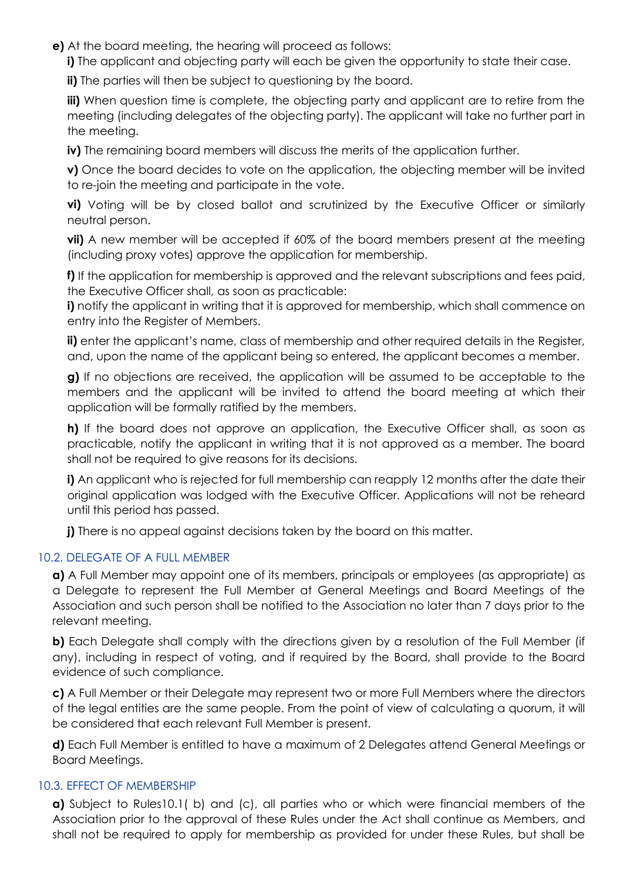**e)** At the board meeting, the hearing will proceed as follows:

**i)** The applicant and objecting party will each be given the opportunity to state their case.

**ii)** The parties will then be subject to questioning by the board.

**iii)** When question time is complete, the objecting party and applicant are to retire from the meeting (including delegates of the objecting party). The applicant will take no further part in the meeting.

**iv)** The remaining board members will discuss the merits of the application further.

**v)** Once the board decides to vote on the application, the objecting member will be invited to re-join the meeting and participate in the vote.

**vi)** Voting will be by closed ballot and scrutinized by the Executive Officer or similarly neutral person.

**vii)** A new member will be accepted if 60% of the board members present at the meeting (including proxy votes) approve the application for membership.

**f)** If the application for membership is approved and the relevant subscriptions and fees paid, the Executive Officer shall, as soon as practicable:

**i)** notify the applicant in writing that it is approved for membership, which shall commence on entry into the Register of Members.

**ii)** enter the applicant's name, class of membership and other required details in the Register, and, upon the name of the applicant being so entered, the applicant becomes a member.

**g)** If no objections are received, the application will be assumed to be acceptable to the members and the applicant will be invited to attend the board meeting at which their application will be formally ratified by the members.

**h)** If the board does not approve an application, the Executive Officer shall, as soon as practicable, notify the applicant in writing that it is not approved as a member. The board shall not be required to give reasons for its decisions.

**i)** An applicant who is rejected for full membership can reapply 12 months after the date their original application was lodged with the Executive Officer. Applications will not be reheard until this period has passed.

**j)** There is no appeal against decisions taken by the board on this matter.

### 10.2. DELEGATE OF A FULL MEMBER

**a)** A Full Member may appoint one of its members, principals or employees (as appropriate) as a Delegate to represent the Full Member at General Meetings and Board Meetings of the Association and such person shall be notified to the Association no later than 7 days prior to the relevant meeting.

**b)** Each Delegate shall comply with the directions given by a resolution of the Full Member (if any), including in respect of voting, and if required by the Board, shall provide to the Board evidence of such compliance.

**c)** A Full Member or their Delegate may represent two or more Full Members where the directors of the legal entities are the same people. From the point of view of calculating a quorum, it will be considered that each relevant Full Member is present.

**d)** Each Full Member is entitled to have a maximum of 2 Delegates attend General Meetings or Board Meetings.

### 10.3. EFFECT OF MEMBERSHIP

**a)** Subject to Rules10.1( b) and (c), all parties who or which were financial members of the Association prior to the approval of these Rules under the Act shall continue as Members, and shall not be required to apply for membership as provided for under these Rules, but shall be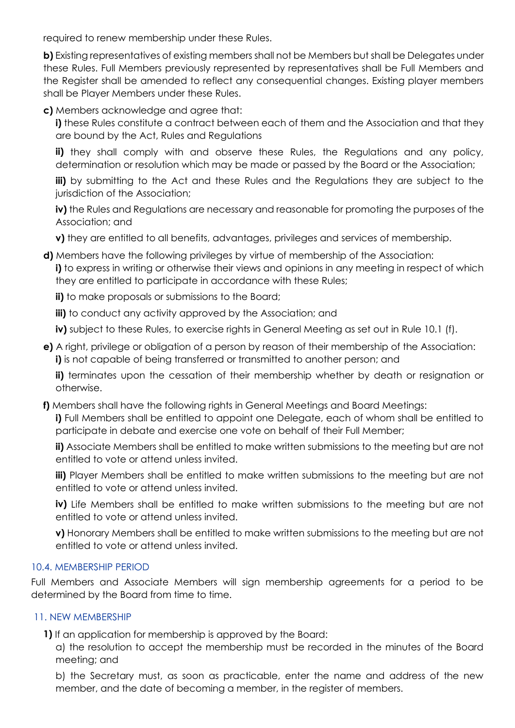required to renew membership under these Rules.

**b)** Existing representatives of existing members shall not be Members but shall be Delegates under these Rules. Full Members previously represented by representatives shall be Full Members and the Register shall be amended to reflect any consequential changes. Existing player members shall be Player Members under these Rules.

**c)** Members acknowledge and agree that:

**i)** these Rules constitute a contract between each of them and the Association and that they are bound by the Act, Rules and Regulations

**ii)** they shall comply with and observe these Rules, the Regulations and any policy, determination or resolution which may be made or passed by the Board or the Association;

**iii)** by submitting to the Act and these Rules and the Regulations they are subject to the jurisdiction of the Association;

**iv)** the Rules and Regulations are necessary and reasonable for promoting the purposes of the Association; and

**v)** they are entitled to all benefits, advantages, privileges and services of membership.

**d)** Members have the following privileges by virtue of membership of the Association:

**i)** to express in writing or otherwise their views and opinions in any meeting in respect of which they are entitled to participate in accordance with these Rules;

**ii)** to make proposals or submissions to the Board;

**iii)** to conduct any activity approved by the Association; and

**iv)** subject to these Rules, to exercise rights in General Meeting as set out in Rule 10.1 (f).

**e)** A right, privilege or obligation of a person by reason of their membership of the Association:

**i)** is not capable of being transferred or transmitted to another person; and

**ii)** terminates upon the cessation of their membership whether by death or resignation or otherwise.

**f)** Members shall have the following rights in General Meetings and Board Meetings:

**i)** Full Members shall be entitled to appoint one Delegate, each of whom shall be entitled to participate in debate and exercise one vote on behalf of their Full Member;

**ii)** Associate Members shall be entitled to make written submissions to the meeting but are not entitled to vote or attend unless invited.

**iii)** Player Members shall be entitled to make written submissions to the meeting but are not entitled to vote or attend unless invited.

**iv)** Life Members shall be entitled to make written submissions to the meeting but are not entitled to vote or attend unless invited.

**v)** Honorary Members shall be entitled to make written submissions to the meeting but are not entitled to vote or attend unless invited.

### 10.4. MEMBERSHIP PERIOD

Full Members and Associate Members will sign membership agreements for a period to be determined by the Board from time to time.

## 11. NEW MEMBERSHIP

**1)** If an application for membership is approved by the Board:

a) the resolution to accept the membership must be recorded in the minutes of the Board meeting; and

b) the Secretary must, as soon as practicable, enter the name and address of the new member, and the date of becoming a member, in the register of members.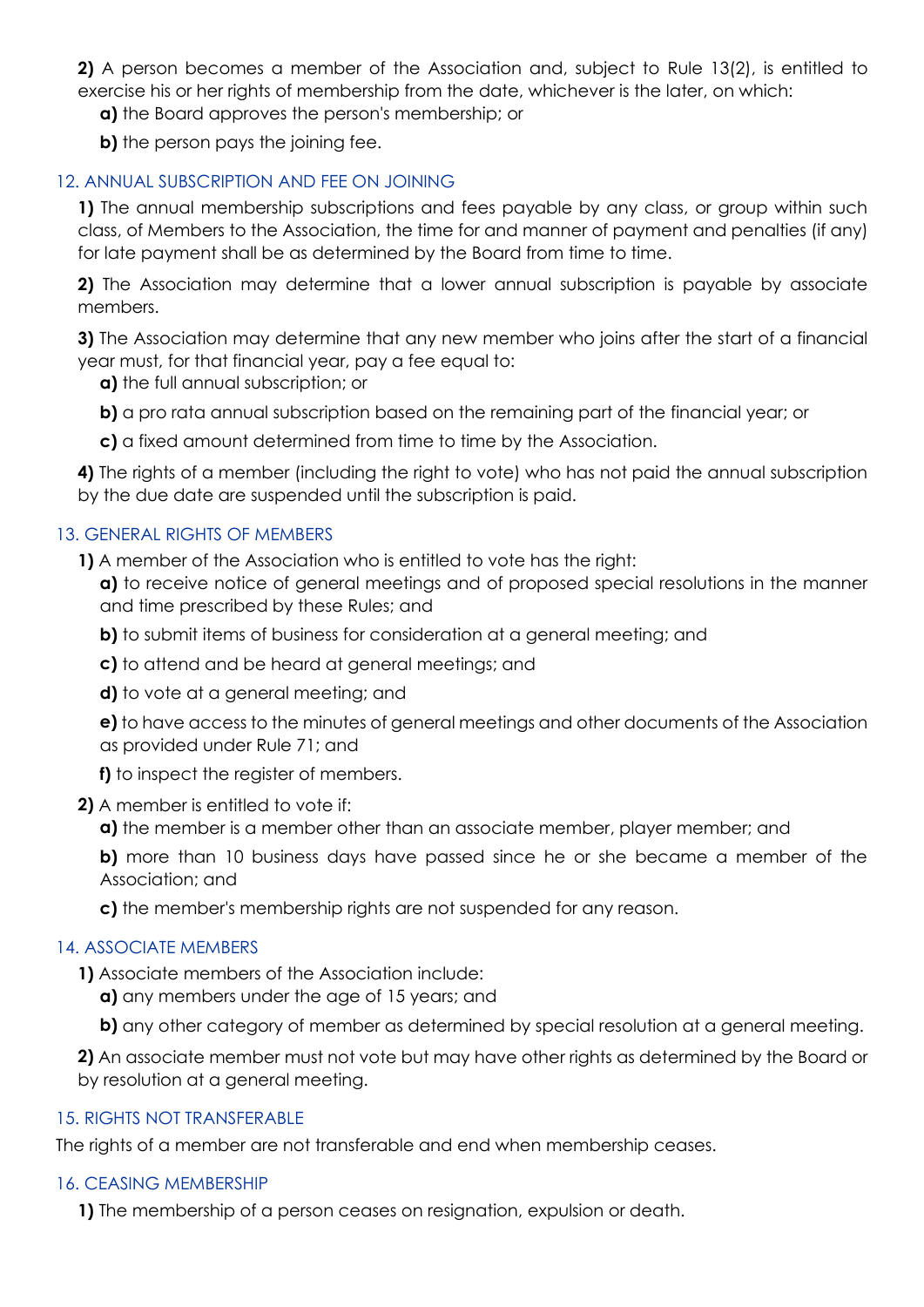**2)** A person becomes a member of the Association and, subject to Rule 13(2), is entitled to exercise his or her rights of membership from the date, whichever is the later, on which:

**a)** the Board approves the person's membership; or

**b)** the person pays the joining fee.

## 12. ANNUAL SUBSCRIPTION AND FEE ON JOINING

**1)** The annual membership subscriptions and fees payable by any class, or group within such class, of Members to the Association, the time for and manner of payment and penalties (if any) for late payment shall be as determined by the Board from time to time.

**2)** The Association may determine that a lower annual subscription is payable by associate members.

**3)** The Association may determine that any new member who joins after the start of a financial year must, for that financial year, pay a fee equal to:

**a)** the full annual subscription; or

**b)** a pro rata annual subscription based on the remaining part of the financial year; or

**c)** a fixed amount determined from time to time by the Association.

**4)** The rights of a member (including the right to vote) who has not paid the annual subscription by the due date are suspended until the subscription is paid.

## 13. GENERAL RIGHTS OF MEMBERS

**1)** A member of the Association who is entitled to vote has the right:

**a)** to receive notice of general meetings and of proposed special resolutions in the manner and time prescribed by these Rules; and

**b)** to submit items of business for consideration at a general meeting; and

**c)** to attend and be heard at general meetings; and

**d)** to vote at a general meeting; and

**e)** to have access to the minutes of general meetings and other documents of the Association as provided under Rule 71; and

**f)** to inspect the register of members.

**2)** A member is entitled to vote if:

**a)** the member is a member other than an associate member, player member; and

**b)** more than 10 business days have passed since he or she became a member of the Association; and

**c)** the member's membership rights are not suspended for any reason.

## 14. ASSOCIATE MEMBERS

**1)** Associate members of the Association include:

**a)** any members under the age of 15 years; and

**b)** any other category of member as determined by special resolution at a general meeting.

**2)** An associate member must not vote but may have other rights as determined by the Board or by resolution at a general meeting.

## 15. RIGHTS NOT TRANSFERABLE

The rights of a member are not transferable and end when membership ceases.

## 16. CEASING MEMBERSHIP

**1)** The membership of a person ceases on resignation, expulsion or death.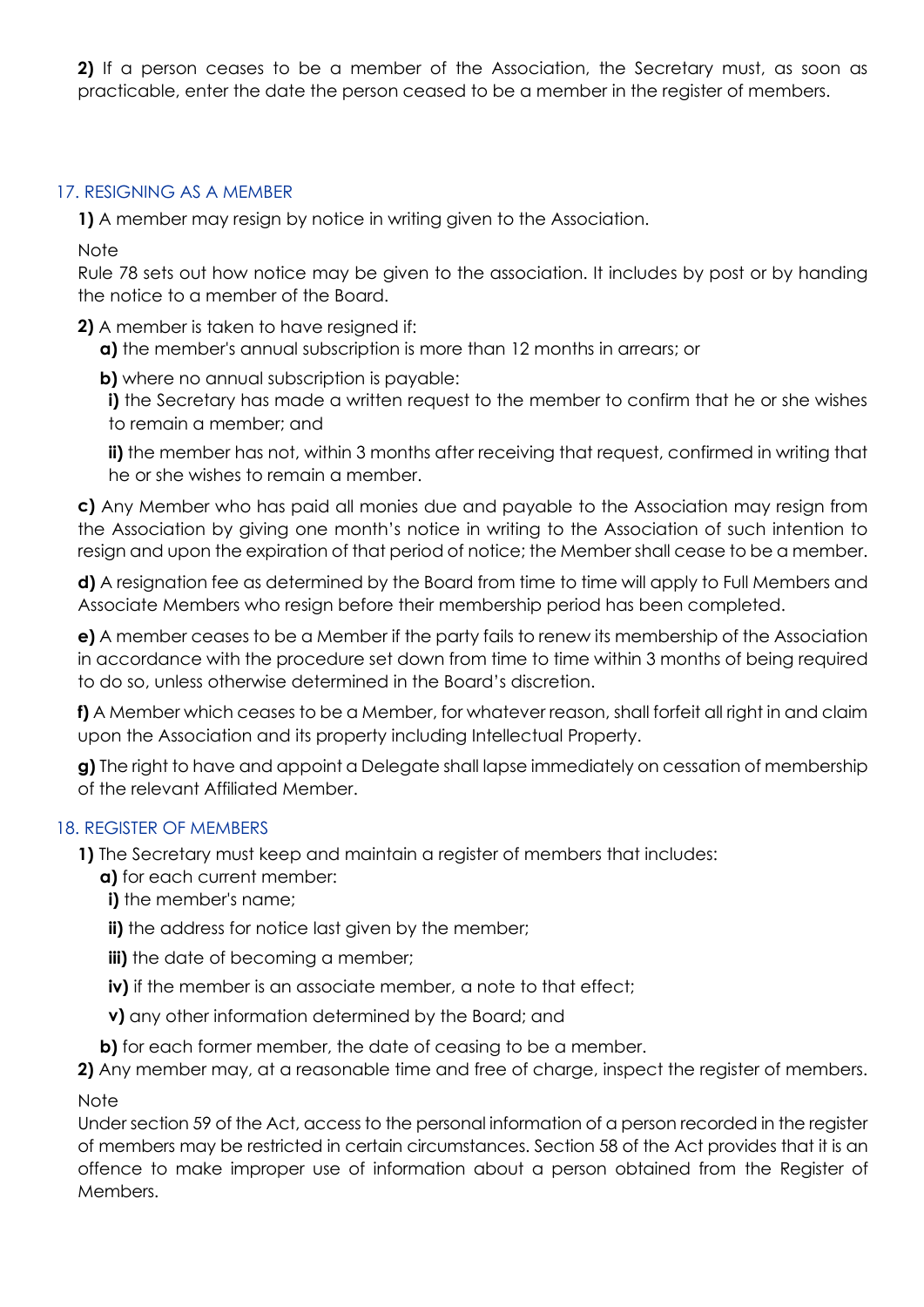**2)** If a person ceases to be a member of the Association, the Secretary must, as soon as practicable, enter the date the person ceased to be a member in the register of members.

## 17. RESIGNING AS A MEMBER

**1)** A member may resign by notice in writing given to the Association.

Note

Rule 78 sets out how notice may be given to the association. It includes by post or by handing the notice to a member of the Board.

**2)** A member is taken to have resigned if:

**a)** the member's annual subscription is more than 12 months in arrears; or

**b)** where no annual subscription is payable:

**i)** the Secretary has made a written request to the member to confirm that he or she wishes to remain a member; and

**ii)** the member has not, within 3 months after receiving that request, confirmed in writing that he or she wishes to remain a member.

**c)** Any Member who has paid all monies due and payable to the Association may resign from the Association by giving one month's notice in writing to the Association of such intention to resign and upon the expiration of that period of notice; the Member shall cease to be a member.

**d)** A resignation fee as determined by the Board from time to time will apply to Full Members and Associate Members who resign before their membership period has been completed.

**e)** A member ceases to be a Member if the party fails to renew its membership of the Association in accordance with the procedure set down from time to time within 3 months of being required to do so, unless otherwise determined in the Board's discretion.

**f)** A Member which ceases to be a Member, for whatever reason, shall forfeit all right in and claim upon the Association and its property including Intellectual Property.

**g)** The right to have and appoint a Delegate shall lapse immediately on cessation of membership of the relevant Affiliated Member.

## 18. REGISTER OF MEMBERS

**1)** The Secretary must keep and maintain a register of members that includes:

**a)** for each current member:

**i)** the member's name;

**ii)** the address for notice last given by the member;

**iii)** the date of becoming a member;

**iv)** if the member is an associate member, a note to that effect;

**v)** any other information determined by the Board; and

**b)** for each former member, the date of ceasing to be a member.

**2)** Any member may, at a reasonable time and free of charge, inspect the register of members.

Note

Under section 59 of the Act, access to the personal information of a person recorded in the register of members may be restricted in certain circumstances. Section 58 of the Act provides that it is an offence to make improper use of information about a person obtained from the Register of Members.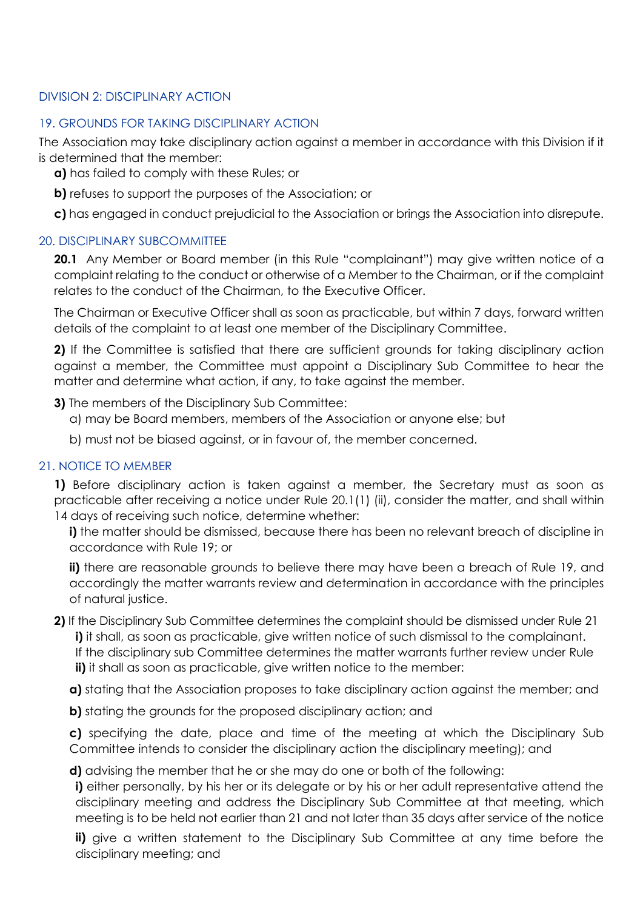## DIVISION 2: DISCIPLINARY ACTION

### 19. GROUNDS FOR TAKING DISCIPLINARY ACTION

The Association may take disciplinary action against a member in accordance with this Division if it is determined that the member:

**a)** has failed to comply with these Rules; or

**b)** refuses to support the purposes of the Association; or

**c)** has engaged in conduct prejudicial to the Association or brings the Association into disrepute.

### 20. DISCIPLINARY SUBCOMMITTEE

**20.1** Any Member or Board member (in this Rule "complainant") may give written notice of a complaint relating to the conduct or otherwise of a Member to the Chairman, or if the complaint relates to the conduct of the Chairman, to the Executive Officer.

The Chairman or Executive Officer shall as soon as practicable, but within 7 days, forward written details of the complaint to at least one member of the Disciplinary Committee.

**2)** If the Committee is satisfied that there are sufficient grounds for taking disciplinary action against a member, the Committee must appoint a Disciplinary Sub Committee to hear the matter and determine what action, if any, to take against the member.

**3)** The members of the Disciplinary Sub Committee:

a) may be Board members, members of the Association or anyone else; but

b) must not be biased against, or in favour of, the member concerned.

### 21. NOTICE TO MEMBER

**1)** Before disciplinary action is taken against a member, the Secretary must as soon as practicable after receiving a notice under Rule 20.1(1) (ii), consider the matter, and shall within 14 days of receiving such notice, determine whether:

**i)** the matter should be dismissed, because there has been no relevant breach of discipline in accordance with Rule 19; or

**ii)** there are reasonable grounds to believe there may have been a breach of Rule 19, and accordingly the matter warrants review and determination in accordance with the principles of natural justice.

**2)** If the Disciplinary Sub Committee determines the complaint should be dismissed under Rule 21

**i)** it shall, as soon as practicable, give written notice of such dismissal to the complainant. If the disciplinary sub Committee determines the matter warrants further review under Rule

**ii)** it shall as soon as practicable, give written notice to the member:

**a)** stating that the Association proposes to take disciplinary action against the member; and

**b)** stating the grounds for the proposed disciplinary action; and

**c)** specifying the date, place and time of the meeting at which the Disciplinary Sub Committee intends to consider the disciplinary action the disciplinary meeting); and

**d)** advising the member that he or she may do one or both of the following:

**i)** either personally, by his her or its delegate or by his or her adult representative attend the disciplinary meeting and address the Disciplinary Sub Committee at that meeting, which meeting is to be held not earlier than 21 and not later than 35 days after service of the notice

**ii)** give a written statement to the Disciplinary Sub Committee at any time before the disciplinary meeting; and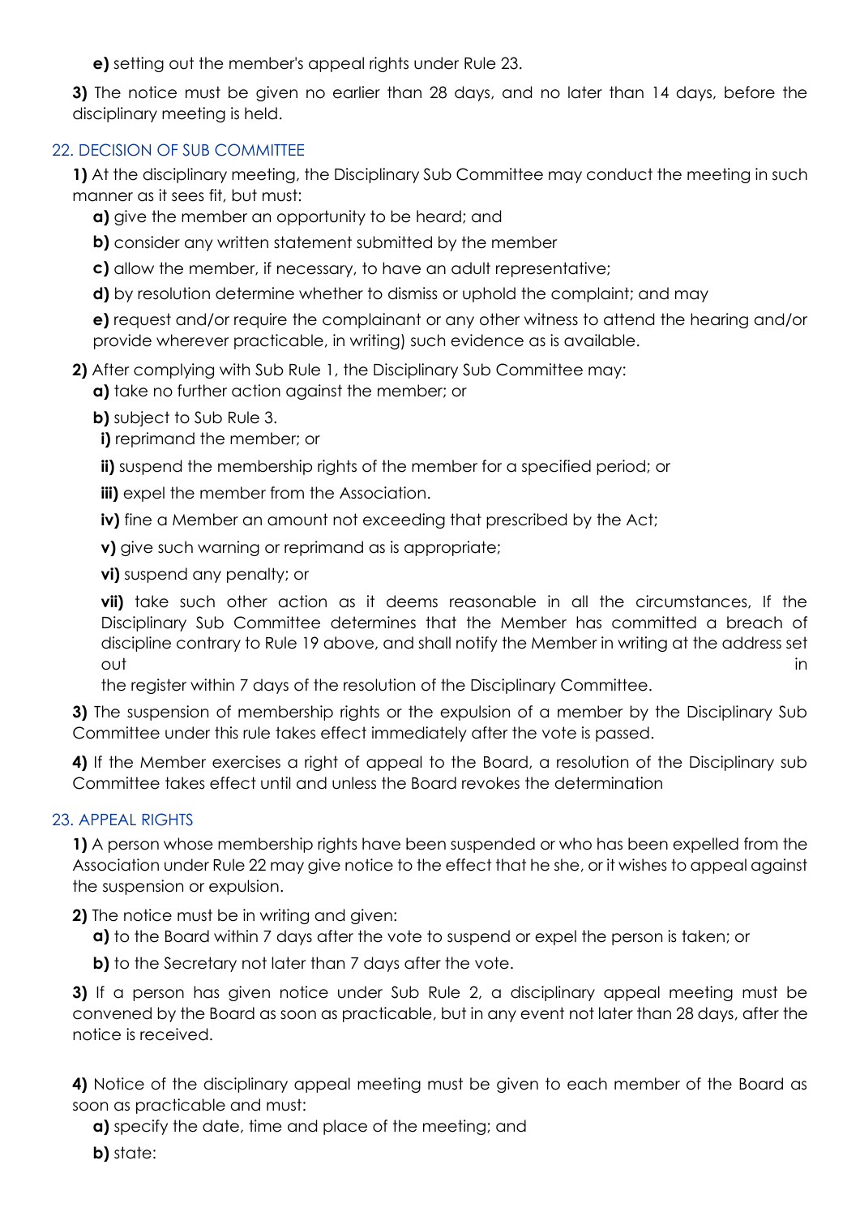**e)** setting out the member's appeal rights under Rule 23.

**3)** The notice must be given no earlier than 28 days, and no later than 14 days, before the disciplinary meeting is held.

## 22. DECISION OF SUB COMMITTEE

**1)** At the disciplinary meeting, the Disciplinary Sub Committee may conduct the meeting in such manner as it sees fit, but must:

**a)** give the member an opportunity to be heard; and

**b)** consider any written statement submitted by the member

**c)** allow the member, if necessary, to have an adult representative;

**d)** by resolution determine whether to dismiss or uphold the complaint; and may

**e)** request and/or require the complainant or any other witness to attend the hearing and/or provide wherever practicable, in writing) such evidence as is available.

**2)** After complying with Sub Rule 1, the Disciplinary Sub Committee may:

**a)** take no further action against the member; or

**b)** subject to Sub Rule 3.

**i)** reprimand the member; or

**ii)** suspend the membership rights of the member for a specified period; or

**iii)** expel the member from the Association.

**iv)** fine a Member an amount not exceeding that prescribed by the Act;

**v)** give such warning or reprimand as is appropriate;

**vi)** suspend any penalty; or

**vii)** take such other action as it deems reasonable in all the circumstances, If the Disciplinary Sub Committee determines that the Member has committed a breach of discipline contrary to Rule 19 above, and shall notify the Member in writing at the address set out in the register within 7 days of the resolution of the Disciplinary Committee.

**3)** The suspension of membership rights or the expulsion of a member by the Disciplinary Sub Committee under this rule takes effect immediately after the vote is passed.

**4)** If the Member exercises a right of appeal to the Board, a resolution of the Disciplinary sub Committee takes effect until and unless the Board revokes the determination

## 23. APPEAL RIGHTS

**1)** A person whose membership rights have been suspended or who has been expelled from the Association under Rule 22 may give notice to the effect that he she, or it wishes to appeal against the suspension or expulsion.

**2)** The notice must be in writing and given:

**a)** to the Board within 7 days after the vote to suspend or expel the person is taken; or

**b)** to the Secretary not later than 7 days after the vote.

**3)** If a person has given notice under Sub Rule 2, a disciplinary appeal meeting must be convened by the Board as soon as practicable, but in any event not later than 28 days, after the notice is received.

**4)** Notice of the disciplinary appeal meeting must be given to each member of the Board as soon as practicable and must:

**a)** specify the date, time and place of the meeting; and

**b)** state: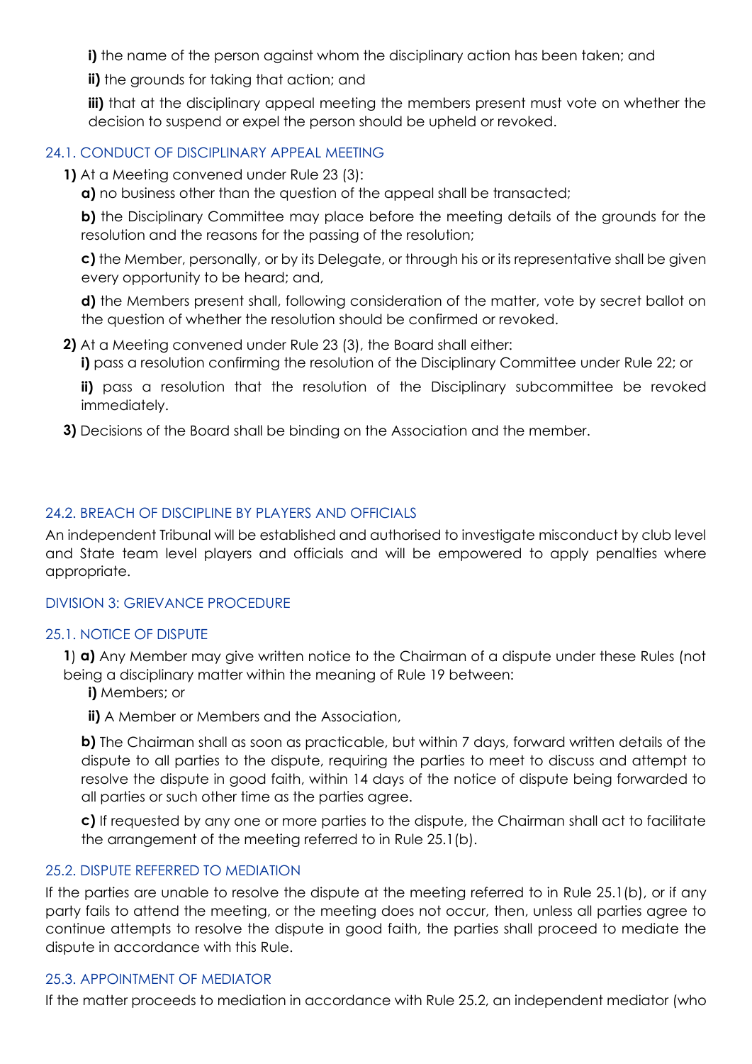**i)** the name of the person against whom the disciplinary action has been taken; and

**ii)** the grounds for taking that action; and

**iii)** that at the disciplinary appeal meeting the members present must vote on whether the decision to suspend or expel the person should be upheld or revoked.

### 24.1. CONDUCT OF DISCIPLINARY APPEAL MEETING

**1)** At a Meeting convened under Rule 23 (3):

**a)** no business other than the question of the appeal shall be transacted;

**b)** the Disciplinary Committee may place before the meeting details of the grounds for the resolution and the reasons for the passing of the resolution;

**c)** the Member, personally, or by its Delegate, or through his or its representative shall be given every opportunity to be heard; and,

**d)** the Members present shall, following consideration of the matter, vote by secret ballot on the question of whether the resolution should be confirmed or revoked.

**2)** At a Meeting convened under Rule 23 (3), the Board shall either:

**i)** pass a resolution confirming the resolution of the Disciplinary Committee under Rule 22; or

**ii)** pass a resolution that the resolution of the Disciplinary subcommittee be revoked immediately.

**3)** Decisions of the Board shall be binding on the Association and the member.

### 24.2. BREACH OF DISCIPLINE BY PLAYERS AND OFFICIALS

An independent Tribunal will be established and authorised to investigate misconduct by club level and State team level players and officials and will be empowered to apply penalties where appropriate.

## DIVISION 3: GRIEVANCE PROCEDURE

### 25.1. NOTICE OF DISPUTE

**1**) **a)** Any Member may give written notice to the Chairman of a dispute under these Rules (not being a disciplinary matter within the meaning of Rule 19 between:

**i)** Members; or

**ii)** A Member or Members and the Association,

**b)** The Chairman shall as soon as practicable, but within 7 days, forward written details of the dispute to all parties to the dispute, requiring the parties to meet to discuss and attempt to resolve the dispute in good faith, within 14 days of the notice of dispute being forwarded to all parties or such other time as the parties agree.

**c)** If requested by any one or more parties to the dispute, the Chairman shall act to facilitate the arrangement of the meeting referred to in Rule 25.1(b).

### 25.2. DISPUTE REFERRED TO MEDIATION

If the parties are unable to resolve the dispute at the meeting referred to in Rule 25.1(b), or if any party fails to attend the meeting, or the meeting does not occur, then, unless all parties agree to continue attempts to resolve the dispute in good faith, the parties shall proceed to mediate the dispute in accordance with this Rule.

### 25.3. APPOINTMENT OF MEDIATOR

If the matter proceeds to mediation in accordance with Rule 25.2, an independent mediator (who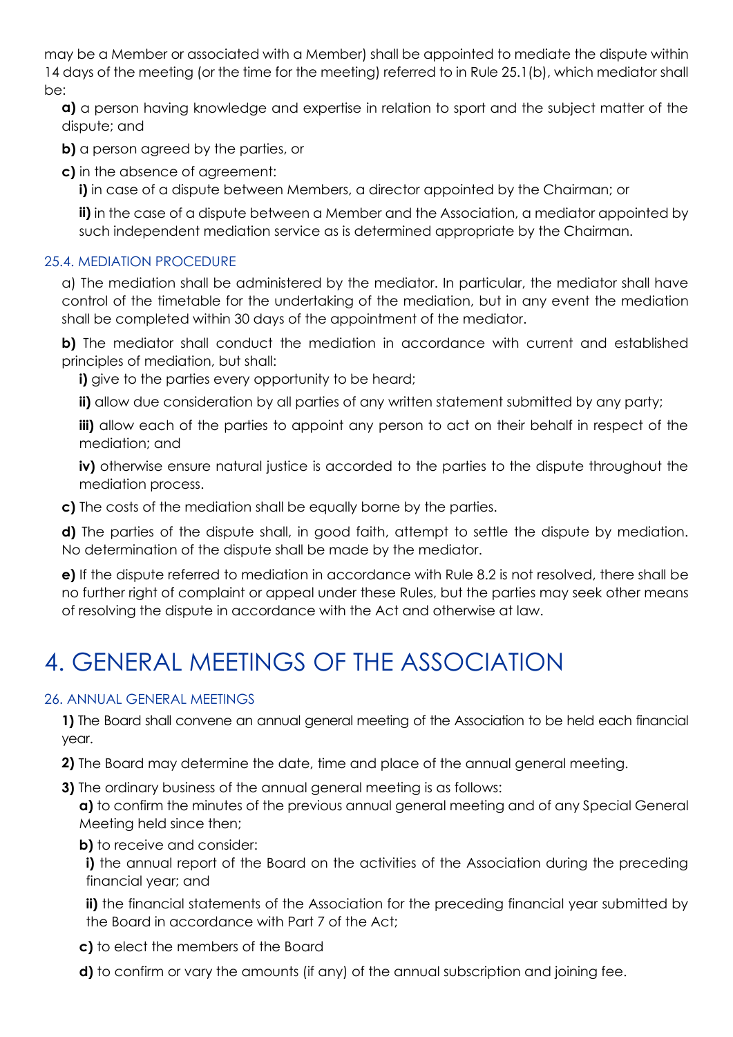may be a Member or associated with a Member) shall be appointed to mediate the dispute within 14 days of the meeting (or the time for the meeting) referred to in Rule 25.1(b), which mediator shall be:

**a)** a person having knowledge and expertise in relation to sport and the subject matter of the dispute; and

**b)** a person agreed by the parties, or

**c)** in the absence of agreement:

**i)** in case of a dispute between Members, a director appointed by the Chairman; or

**ii)** in the case of a dispute between a Member and the Association, a mediator appointed by such independent mediation service as is determined appropriate by the Chairman.

### 25.4. MEDIATION PROCEDURE

a) The mediation shall be administered by the mediator. In particular, the mediator shall have control of the timetable for the undertaking of the mediation, but in any event the mediation shall be completed within 30 days of the appointment of the mediator.

**b)** The mediator shall conduct the mediation in accordance with current and established principles of mediation, but shall:

**i)** give to the parties every opportunity to be heard;

**ii)** allow due consideration by all parties of any written statement submitted by any party;

**iii)** allow each of the parties to appoint any person to act on their behalf in respect of the mediation; and

**iv)** otherwise ensure natural justice is accorded to the parties to the dispute throughout the mediation process.

**c)** The costs of the mediation shall be equally borne by the parties.

**d)** The parties of the dispute shall, in good faith, attempt to settle the dispute by mediation. No determination of the dispute shall be made by the mediator.

**e)** If the dispute referred to mediation in accordance with Rule 8.2 is not resolved, there shall be no further right of complaint or appeal under these Rules, but the parties may seek other means of resolving the dispute in accordance with the Act and otherwise at law.

# 4. GENERAL MEETINGS OF THE ASSOCIATION

### 26. ANNUAL GENERAL MEETINGS

**1)** The Board shall convene an annual general meeting of the Association to be held each financial year.

**2)** The Board may determine the date, time and place of the annual general meeting.

**3)** The ordinary business of the annual general meeting is as follows:

**a)** to confirm the minutes of the previous annual general meeting and of any Special General Meeting held since then;

**b)** to receive and consider:

**i)** the annual report of the Board on the activities of the Association during the preceding financial year; and

**ii)** the financial statements of the Association for the preceding financial year submitted by the Board in accordance with Part 7 of the Act;

**c)** to elect the members of the Board

**d)** to confirm or vary the amounts (if any) of the annual subscription and joining fee.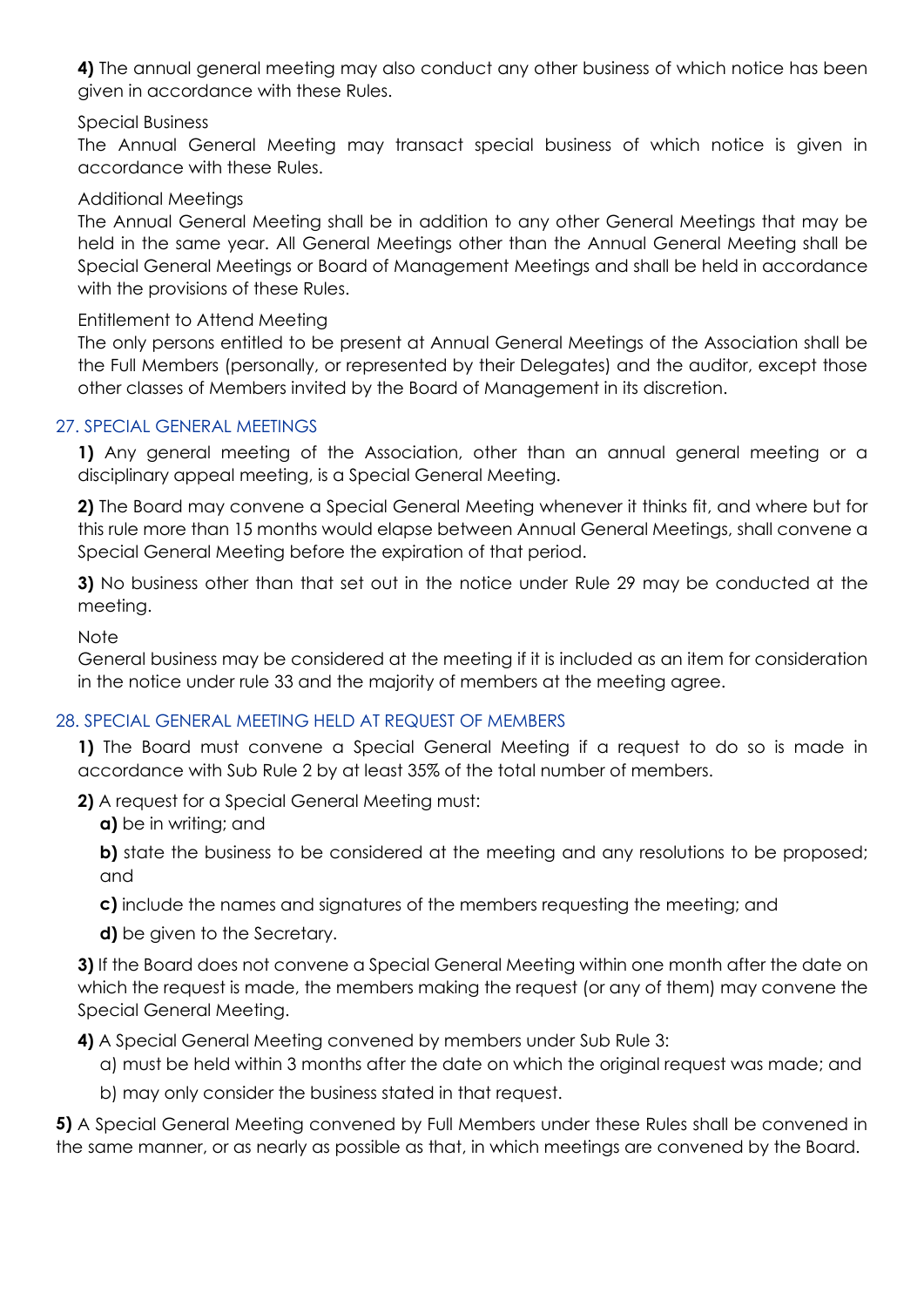**4)** The annual general meeting may also conduct any other business of which notice has been given in accordance with these Rules.

Special Business

The Annual General Meeting may transact special business of which notice is given in accordance with these Rules.

Additional Meetings

The Annual General Meeting shall be in addition to any other General Meetings that may be held in the same year. All General Meetings other than the Annual General Meeting shall be Special General Meetings or Board of Management Meetings and shall be held in accordance with the provisions of these Rules.

Entitlement to Attend Meeting

The only persons entitled to be present at Annual General Meetings of the Association shall be the Full Members (personally, or represented by their Delegates) and the auditor, except those other classes of Members invited by the Board of Management in its discretion.

## 27. SPECIAL GENERAL MEETINGS

**1)** Any general meeting of the Association, other than an annual general meeting or a disciplinary appeal meeting, is a Special General Meeting.

**2)** The Board may convene a Special General Meeting whenever it thinks fit, and where but for this rule more than 15 months would elapse between Annual General Meetings, shall convene a Special General Meeting before the expiration of that period.

**3)** No business other than that set out in the notice under Rule 29 may be conducted at the meeting.

Note

General business may be considered at the meeting if it is included as an item for consideration in the notice under rule 33 and the majority of members at the meeting agree.

## 28. SPECIAL GENERAL MEETING HELD AT REQUEST OF MEMBERS

**1)** The Board must convene a Special General Meeting if a request to do so is made in accordance with Sub Rule 2 by at least 35% of the total number of members.

**2)** A request for a Special General Meeting must:

**a)** be in writing; and

**b)** state the business to be considered at the meeting and any resolutions to be proposed; and

**c)** include the names and signatures of the members requesting the meeting; and

**d)** be given to the Secretary.

**3)** If the Board does not convene a Special General Meeting within one month after the date on which the request is made, the members making the request (or any of them) may convene the Special General Meeting.

**4)** A Special General Meeting convened by members under Sub Rule 3:

a) must be held within 3 months after the date on which the original request was made; and

b) may only consider the business stated in that request.

**5)** A Special General Meeting convened by Full Members under these Rules shall be convened in the same manner, or as nearly as possible as that, in which meetings are convened by the Board.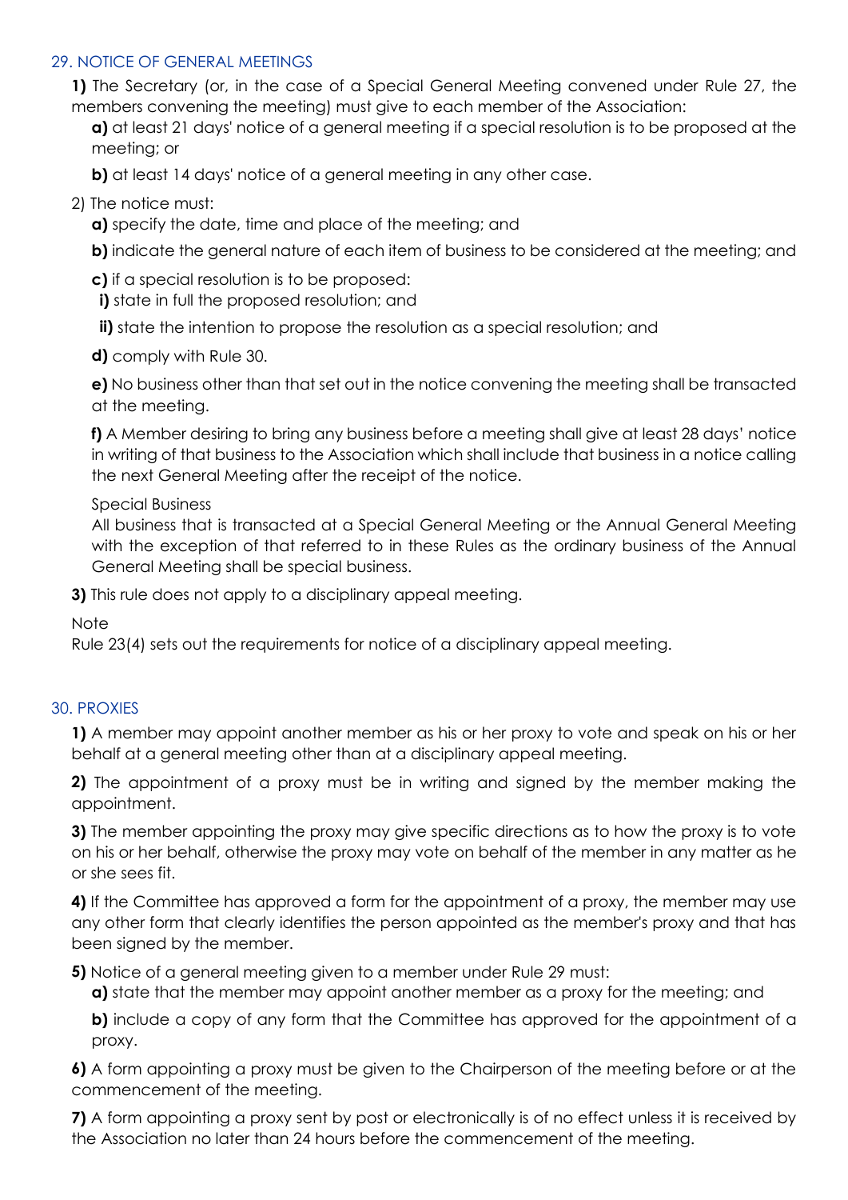## 29. NOTICE OF GENERAL MEETINGS

**1)** The Secretary (or, in the case of a Special General Meeting convened under Rule 27, the members convening the meeting) must give to each member of the Association:

**a)** at least 21 days' notice of a general meeting if a special resolution is to be proposed at the meeting; or

**b)** at least 14 days' notice of a general meeting in any other case.

2) The notice must:

**a)** specify the date, time and place of the meeting; and

**b)** indicate the general nature of each item of business to be considered at the meeting; and

**c)** if a special resolution is to be proposed:

**i)** state in full the proposed resolution; and

**ii)** state the intention to propose the resolution as a special resolution; and

**d)** comply with Rule 30.

**e)** No business other than that set out in the notice convening the meeting shall be transacted at the meeting.

**f)** A Member desiring to bring any business before a meeting shall give at least 28 days' notice in writing of that business to the Association which shall include that business in a notice calling the next General Meeting after the receipt of the notice.

Special Business

All business that is transacted at a Special General Meeting or the Annual General Meeting with the exception of that referred to in these Rules as the ordinary business of the Annual General Meeting shall be special business.

**3)** This rule does not apply to a disciplinary appeal meeting.

Note

Rule 23(4) sets out the requirements for notice of a disciplinary appeal meeting.

## 30. PROXIES

**1)** A member may appoint another member as his or her proxy to vote and speak on his or her behalf at a general meeting other than at a disciplinary appeal meeting.

**2)** The appointment of a proxy must be in writing and signed by the member making the appointment.

**3)** The member appointing the proxy may give specific directions as to how the proxy is to vote on his or her behalf, otherwise the proxy may vote on behalf of the member in any matter as he or she sees fit.

**4)** If the Committee has approved a form for the appointment of a proxy, the member may use any other form that clearly identifies the person appointed as the member's proxy and that has been signed by the member.

**5)** Notice of a general meeting given to a member under Rule 29 must:

**a)** state that the member may appoint another member as a proxy for the meeting; and

**b)** include a copy of any form that the Committee has approved for the appointment of a proxy.

**6)** A form appointing a proxy must be given to the Chairperson of the meeting before or at the commencement of the meeting.

**7)** A form appointing a proxy sent by post or electronically is of no effect unless it is received by the Association no later than 24 hours before the commencement of the meeting.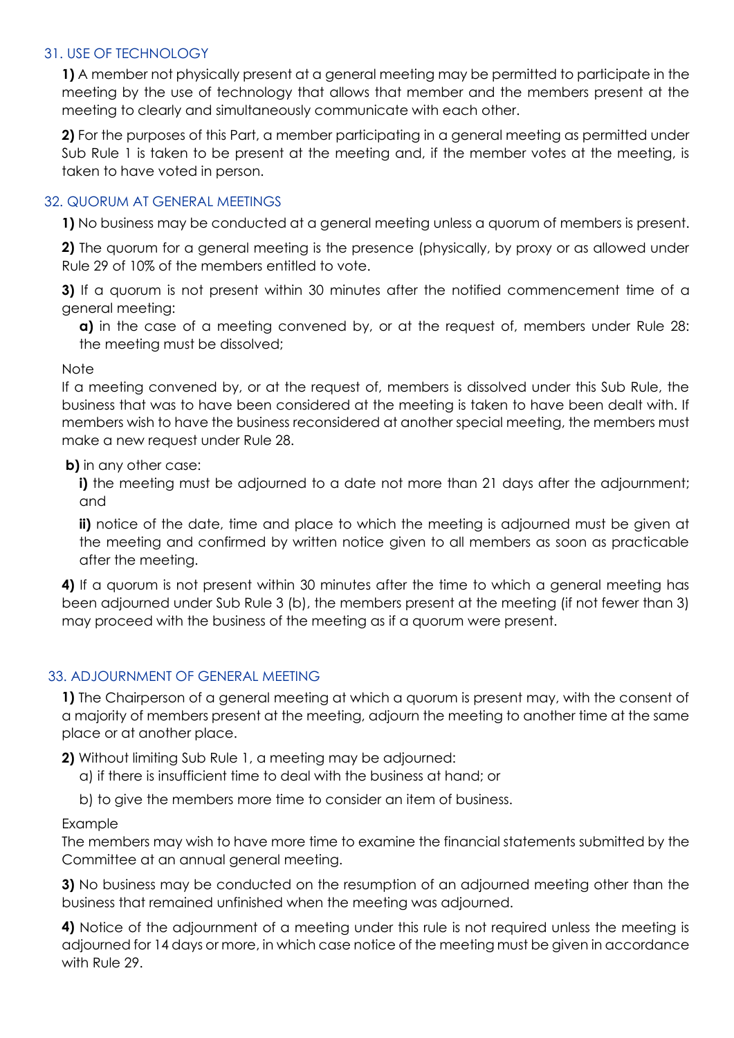## 31. USE OF TECHNOLOGY

**1)** A member not physically present at a general meeting may be permitted to participate in the meeting by the use of technology that allows that member and the members present at the meeting to clearly and simultaneously communicate with each other.

**2)** For the purposes of this Part, a member participating in a general meeting as permitted under Sub Rule 1 is taken to be present at the meeting and, if the member votes at the meeting, is taken to have voted in person.

## 32. QUORUM AT GENERAL MEETINGS

**1)** No business may be conducted at a general meeting unless a quorum of members is present.

**2)** The quorum for a general meeting is the presence (physically, by proxy or as allowed under Rule 29 of 10% of the members entitled to vote.

**3)** If a quorum is not present within 30 minutes after the notified commencement time of a general meeting:

**a)** in the case of a meeting convened by, or at the request of, members under Rule 28: the meeting must be dissolved;

Note
If a meeting convened by, or at the request of, members is dissolved under this Sub Rule, the business that was to have been considered at the meeting is taken to have been dealt with. If members wish to have the business reconsidered at another special meeting, the members must make a new request under Rule 28.

**b)** in any other case:

**i)** the meeting must be adjourned to a date not more than 21 days after the adjournment; and

**ii)** notice of the date, time and place to which the meeting is adjourned must be given at the meeting and confirmed by written notice given to all members as soon as practicable after the meeting.

**4)** If a quorum is not present within 30 minutes after the time to which a general meeting has been adjourned under Sub Rule 3 (b), the members present at the meeting (if not fewer than 3) may proceed with the business of the meeting as if a quorum were present.

## 33. ADJOURNMENT OF GENERAL MEETING

**1)** The Chairperson of a general meeting at which a quorum is present may, with the consent of a majority of members present at the meeting, adjourn the meeting to another time at the same place or at another place.

**2)** Without limiting Sub Rule 1, a meeting may be adjourned:

a) if there is insufficient time to deal with the business at hand; or

b) to give the members more time to consider an item of business.

Example
The members may wish to have more time to examine the financial statements submitted by the Committee at an annual general meeting.

**3)** No business may be conducted on the resumption of an adjourned meeting other than the business that remained unfinished when the meeting was adjourned.

**4)** Notice of the adjournment of a meeting under this rule is not required unless the meeting is adjourned for 14 days or more, in which case notice of the meeting must be given in accordance with Rule 29.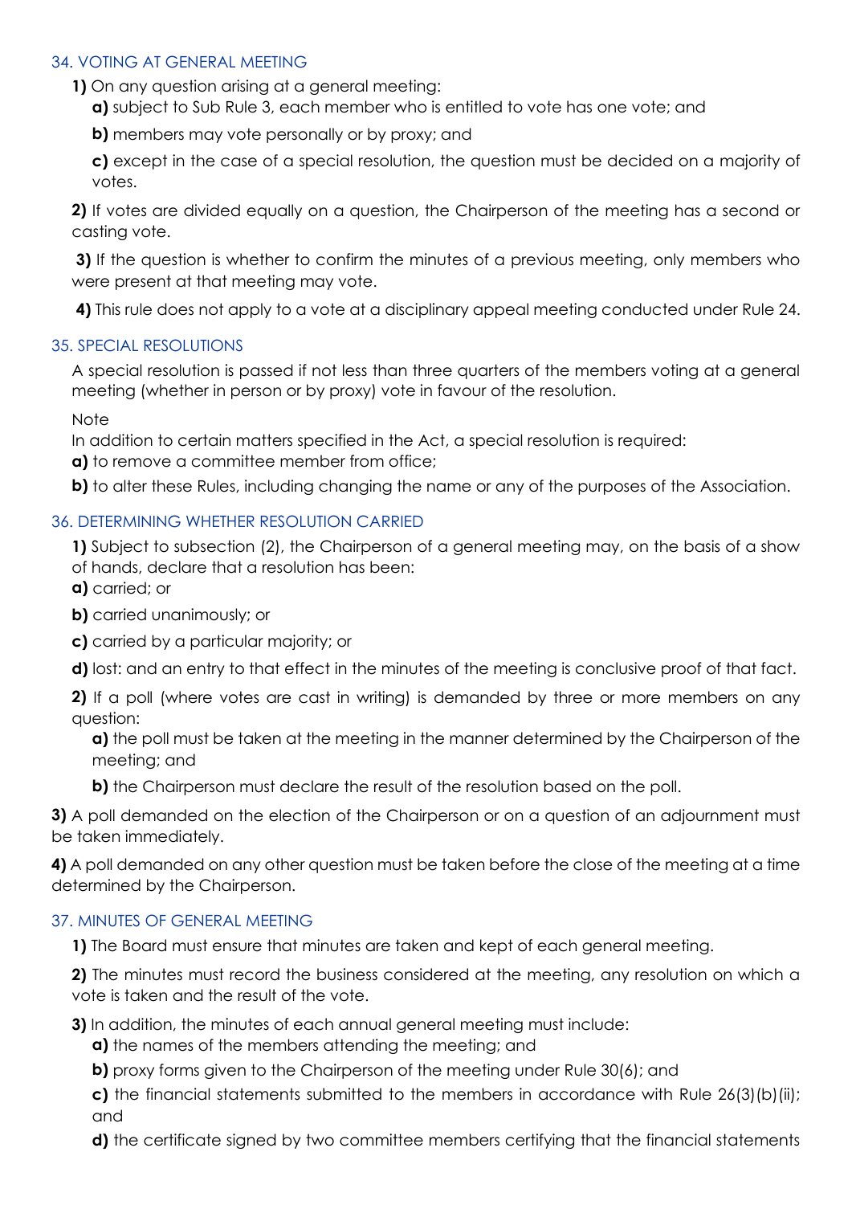## 34. VOTING AT GENERAL MEETING

**1)** On any question arising at a general meeting:

**a)** subject to Sub Rule 3, each member who is entitled to vote has one vote; and

**b)** members may vote personally or by proxy; and

**c)** except in the case of a special resolution, the question must be decided on a majority of votes.

**2)** If votes are divided equally on a question, the Chairperson of the meeting has a second or casting vote.

**3)** If the question is whether to confirm the minutes of a previous meeting, only members who were present at that meeting may vote.

**4)** This rule does not apply to a vote at a disciplinary appeal meeting conducted under Rule 24.

## 35. SPECIAL RESOLUTIONS

A special resolution is passed if not less than three quarters of the members voting at a general meeting (whether in person or by proxy) vote in favour of the resolution.

Note

In addition to certain matters specified in the Act, a special resolution is required:

**a)** to remove a committee member from office;

**b)** to alter these Rules, including changing the name or any of the purposes of the Association.

## 36. DETERMINING WHETHER RESOLUTION CARRIED

**1)** Subject to subsection (2), the Chairperson of a general meeting may, on the basis of a show of hands, declare that a resolution has been:

**a)** carried; or

**b)** carried unanimously; or

**c)** carried by a particular majority; or

**d)** lost: and an entry to that effect in the minutes of the meeting is conclusive proof of that fact.

**2)** If a poll (where votes are cast in writing) is demanded by three or more members on any question:

**a)** the poll must be taken at the meeting in the manner determined by the Chairperson of the meeting; and

**b)** the Chairperson must declare the result of the resolution based on the poll.

**3)** A poll demanded on the election of the Chairperson or on a question of an adjournment must be taken immediately.

**4)** A poll demanded on any other question must be taken before the close of the meeting at a time determined by the Chairperson.

## 37. MINUTES OF GENERAL MEETING

**1)** The Board must ensure that minutes are taken and kept of each general meeting.

**2)** The minutes must record the business considered at the meeting, any resolution on which a vote is taken and the result of the vote.

**3)** In addition, the minutes of each annual general meeting must include:

**a)** the names of the members attending the meeting; and

**b)** proxy forms given to the Chairperson of the meeting under Rule 30(6); and

**c)** the financial statements submitted to the members in accordance with Rule 26(3)(b)(ii); and

**d)** the certificate signed by two committee members certifying that the financial statements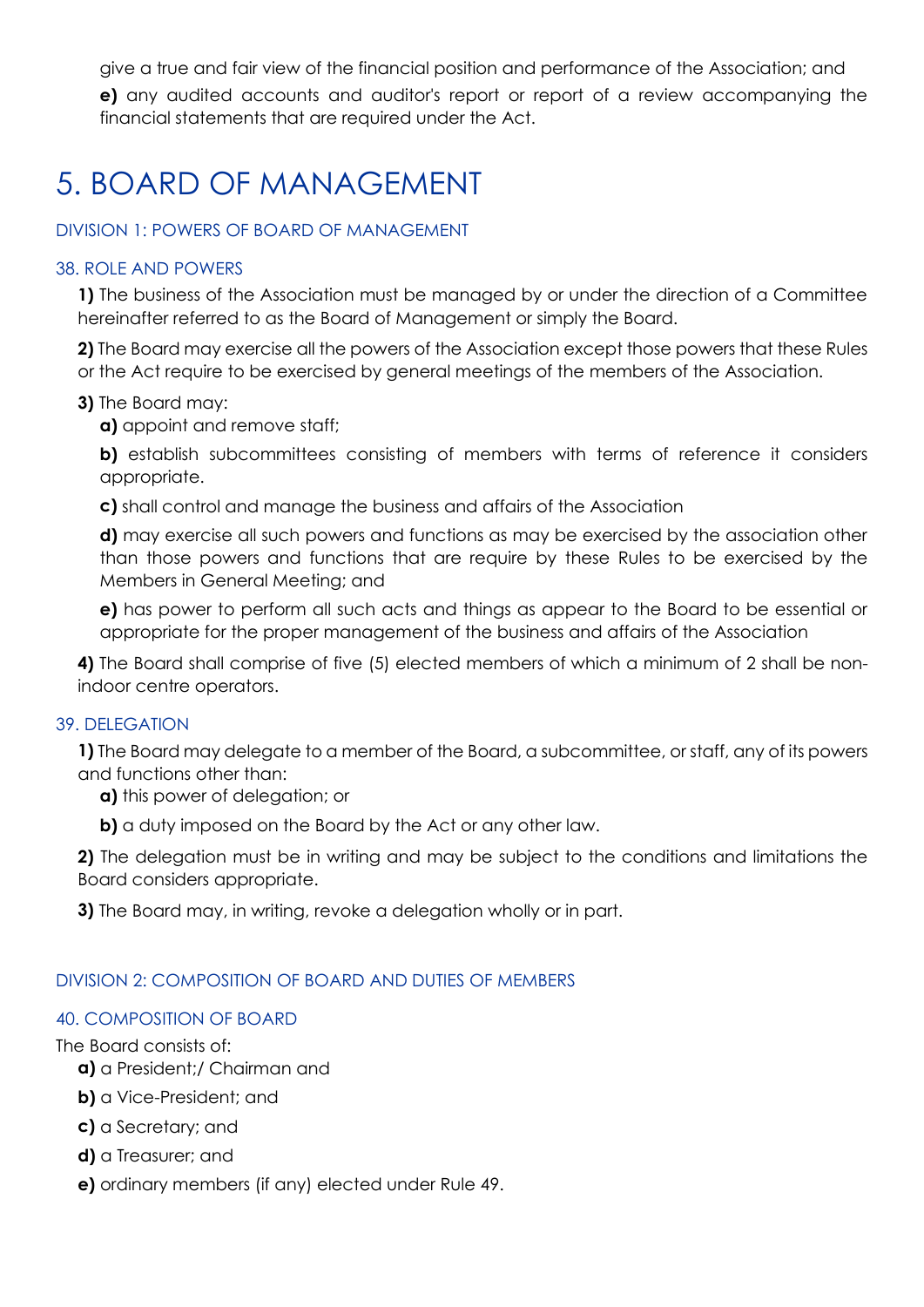give a true and fair view of the financial position and performance of the Association; and

**e)** any audited accounts and auditor's report or report of a review accompanying the financial statements that are required under the Act.

# 5. BOARD OF MANAGEMENT

## DIVISION 1: POWERS OF BOARD OF MANAGEMENT

### 38. ROLE AND POWERS

**1)** The business of the Association must be managed by or under the direction of a Committee hereinafter referred to as the Board of Management or simply the Board.

**2)** The Board may exercise all the powers of the Association except those powers that these Rules or the Act require to be exercised by general meetings of the members of the Association.

**3)** The Board may:

- **a)** appoint and remove staff;
- **b)** establish subcommittees consisting of members with terms of reference it considers appropriate.
- **c)** shall control and manage the business and affairs of the Association
- **d)** may exercise all such powers and functions as may be exercised by the association other than those powers and functions that are require by these Rules to be exercised by the Members in General Meeting; and
- **e)** has power to perform all such acts and things as appear to the Board to be essential or appropriate for the proper management of the business and affairs of the Association

**4)** The Board shall comprise of five (5) elected members of which a minimum of 2 shall be non-indoor centre operators.

### 39. DELEGATION

**1)** The Board may delegate to a member of the Board, a subcommittee, or staff, any of its powers and functions other than:

- **a)** this power of delegation; or
- **b)** a duty imposed on the Board by the Act or any other law.

**2)** The delegation must be in writing and may be subject to the conditions and limitations the Board considers appropriate.

**3)** The Board may, in writing, revoke a delegation wholly or in part.

## DIVISION 2: COMPOSITION OF BOARD AND DUTIES OF MEMBERS

### 40. COMPOSITION OF BOARD

The Board consists of:

- **a)** a President;/ Chairman and
- **b)** a Vice-President; and
- **c)** a Secretary; and
- **d)** a Treasurer; and
- **e)** ordinary members (if any) elected under Rule 49.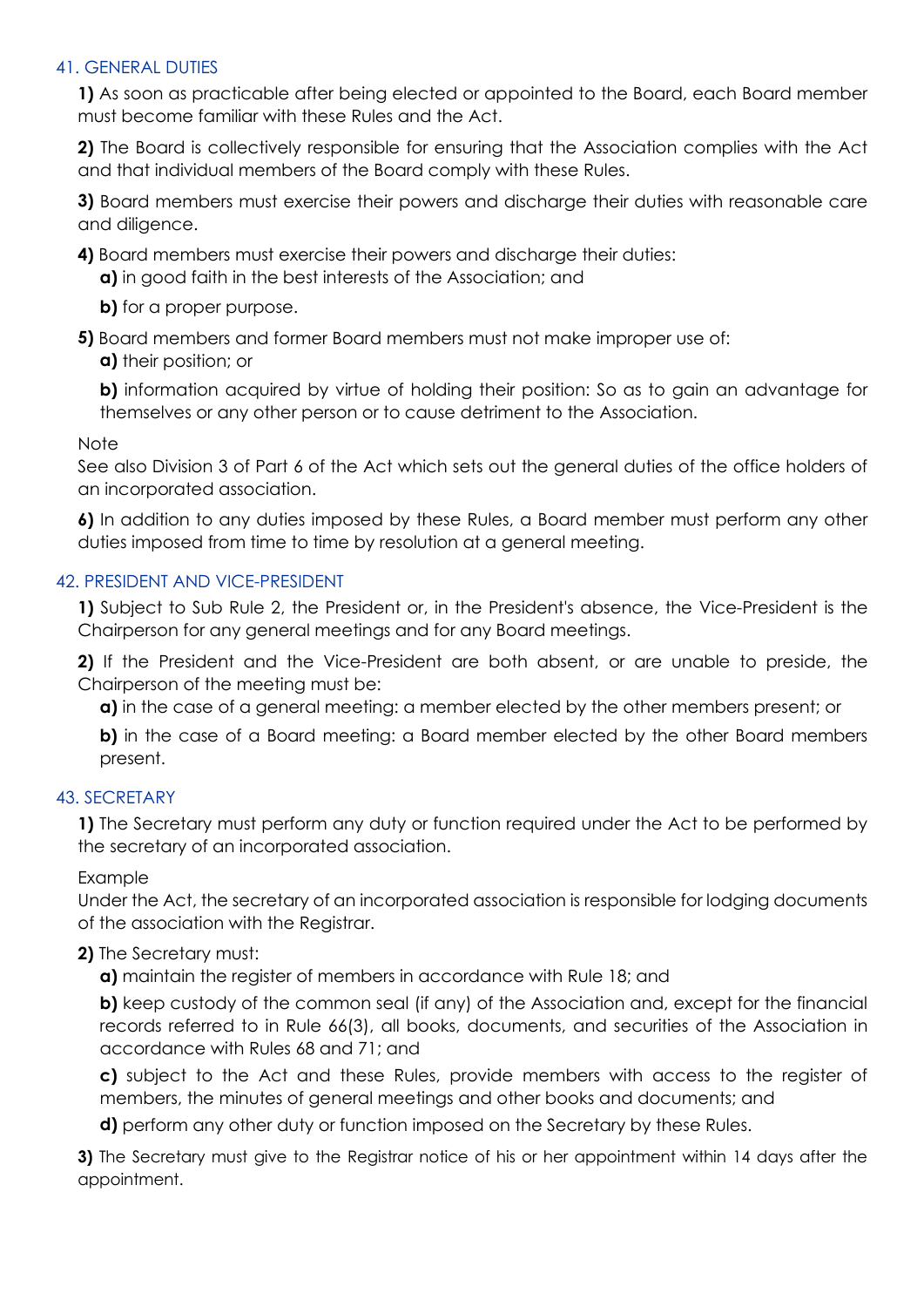### 41. GENERAL DUTIES

**1)** As soon as practicable after being elected or appointed to the Board, each Board member must become familiar with these Rules and the Act.

**2)** The Board is collectively responsible for ensuring that the Association complies with the Act and that individual members of the Board comply with these Rules.

**3)** Board members must exercise their powers and discharge their duties with reasonable care and diligence.

**4)** Board members must exercise their powers and discharge their duties:

- **a)** in good faith in the best interests of the Association; and
- **b)** for a proper purpose.

**5)** Board members and former Board members must not make improper use of:

- **a)** their position; or
- **b)** information acquired by virtue of holding their position: So as to gain an advantage for themselves or any other person or to cause detriment to the Association.

Note
See also Division 3 of Part 6 of the Act which sets out the general duties of the office holders of an incorporated association.

**6)** In addition to any duties imposed by these Rules, a Board member must perform any other duties imposed from time to time by resolution at a general meeting.

### 42. PRESIDENT AND VICE-PRESIDENT

**1)** Subject to Sub Rule 2, the President or, in the President's absence, the Vice-President is the Chairperson for any general meetings and for any Board meetings.

**2)** If the President and the Vice-President are both absent, or are unable to preside, the Chairperson of the meeting must be:

- **a)** in the case of a general meeting: a member elected by the other members present; or
- **b)** in the case of a Board meeting: a Board member elected by the other Board members present.

### 43. SECRETARY

**1)** The Secretary must perform any duty or function required under the Act to be performed by the secretary of an incorporated association.

Example
Under the Act, the secretary of an incorporated association is responsible for lodging documents of the association with the Registrar.

**2)** The Secretary must:

- **a)** maintain the register of members in accordance with Rule 18; and
- **b)** keep custody of the common seal (if any) of the Association and, except for the financial records referred to in Rule 66(3), all books, documents, and securities of the Association in accordance with Rules 68 and 71; and
- **c)** subject to the Act and these Rules, provide members with access to the register of members, the minutes of general meetings and other books and documents; and
- **d)** perform any other duty or function imposed on the Secretary by these Rules.

**3)** The Secretary must give to the Registrar notice of his or her appointment within 14 days after the appointment.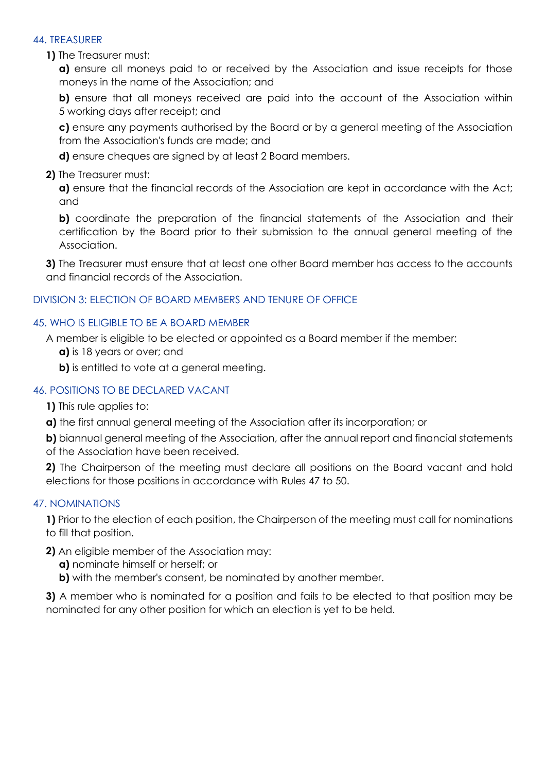### 44. TREASURER

**1)** The Treasurer must:

**a)** ensure all moneys paid to or received by the Association and issue receipts for those moneys in the name of the Association; and

**b)** ensure that all moneys received are paid into the account of the Association within 5 working days after receipt; and

**c)** ensure any payments authorised by the Board or by a general meeting of the Association from the Association's funds are made; and

**d)** ensure cheques are signed by at least 2 Board members.

**2)** The Treasurer must:

**a)** ensure that the financial records of the Association are kept in accordance with the Act; and

**b)** coordinate the preparation of the financial statements of the Association and their certification by the Board prior to their submission to the annual general meeting of the Association.

**3)** The Treasurer must ensure that at least one other Board member has access to the accounts and financial records of the Association.

## DIVISION 3: ELECTION OF BOARD MEMBERS AND TENURE OF OFFICE

### 45. WHO IS ELIGIBLE TO BE A BOARD MEMBER

A member is eligible to be elected or appointed as a Board member if the member:

**a)** is 18 years or over; and

**b)** is entitled to vote at a general meeting.

### 46. POSITIONS TO BE DECLARED VACANT

**1)** This rule applies to:

**a)** the first annual general meeting of the Association after its incorporation; or

**b)** biannual general meeting of the Association, after the annual report and financial statements of the Association have been received.

**2)** The Chairperson of the meeting must declare all positions on the Board vacant and hold elections for those positions in accordance with Rules 47 to 50.

### 47. NOMINATIONS

**1)** Prior to the election of each position, the Chairperson of the meeting must call for nominations to fill that position.

**2)** An eligible member of the Association may:

**a)** nominate himself or herself; or

**b)** with the member's consent, be nominated by another member.

**3)** A member who is nominated for a position and fails to be elected to that position may be nominated for any other position for which an election is yet to be held.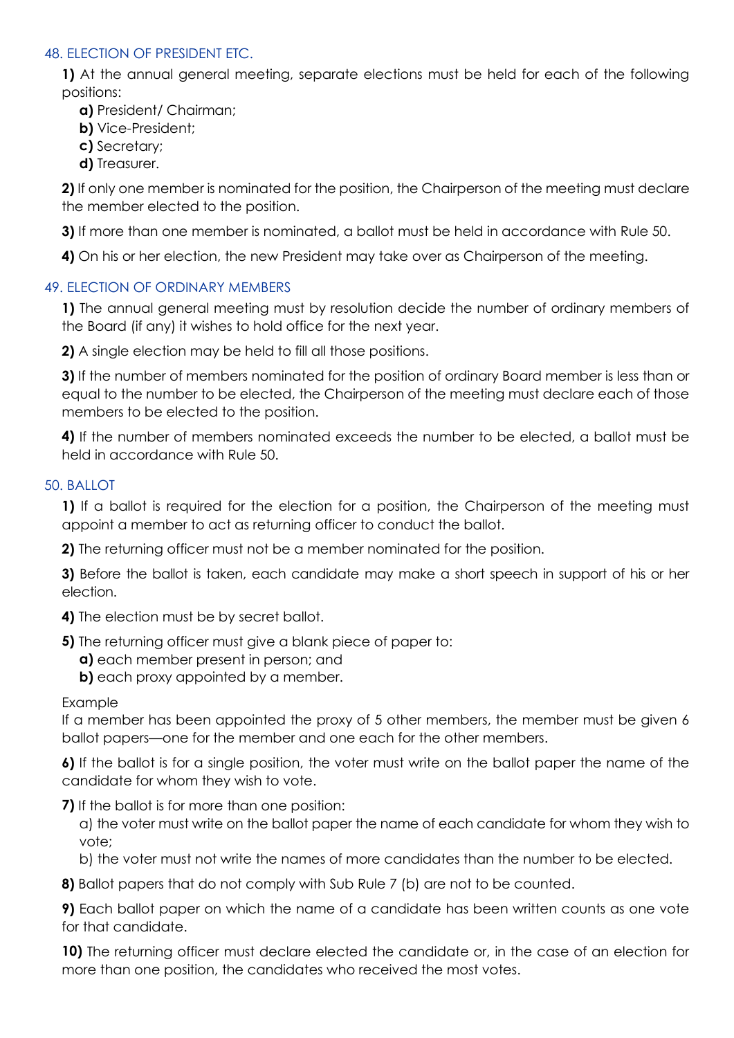## 48. ELECTION OF PRESIDENT ETC.

**1)** At the annual general meeting, separate elections must be held for each of the following positions:

- **a)** President/ Chairman;
- **b)** Vice-President;
- **c)** Secretary;
- **d)** Treasurer.

**2)** If only one member is nominated for the position, the Chairperson of the meeting must declare the member elected to the position.

**3)** If more than one member is nominated, a ballot must be held in accordance with Rule 50.

**4)** On his or her election, the new President may take over as Chairperson of the meeting.

## 49. ELECTION OF ORDINARY MEMBERS

**1)** The annual general meeting must by resolution decide the number of ordinary members of the Board (if any) it wishes to hold office for the next year.

**2)** A single election may be held to fill all those positions.

**3)** If the number of members nominated for the position of ordinary Board member is less than or equal to the number to be elected, the Chairperson of the meeting must declare each of those members to be elected to the position.

**4)** If the number of members nominated exceeds the number to be elected, a ballot must be held in accordance with Rule 50.

## 50. BALLOT

**1)** If a ballot is required for the election for a position, the Chairperson of the meeting must appoint a member to act as returning officer to conduct the ballot.

**2)** The returning officer must not be a member nominated for the position.

**3)** Before the ballot is taken, each candidate may make a short speech in support of his or her election.

**4)** The election must be by secret ballot.

**5)** The returning officer must give a blank piece of paper to:

- **a)** each member present in person; and
- **b)** each proxy appointed by a member.

Example

If a member has been appointed the proxy of 5 other members, the member must be given 6 ballot papers—one for the member and one each for the other members.

**6)** If the ballot is for a single position, the voter must write on the ballot paper the name of the candidate for whom they wish to vote.

**7)** If the ballot is for more than one position:

a) the voter must write on the ballot paper the name of each candidate for whom they wish to vote;

b) the voter must not write the names of more candidates than the number to be elected.

**8)** Ballot papers that do not comply with Sub Rule 7 (b) are not to be counted.

**9)** Each ballot paper on which the name of a candidate has been written counts as one vote for that candidate.

**10)** The returning officer must declare elected the candidate or, in the case of an election for more than one position, the candidates who received the most votes.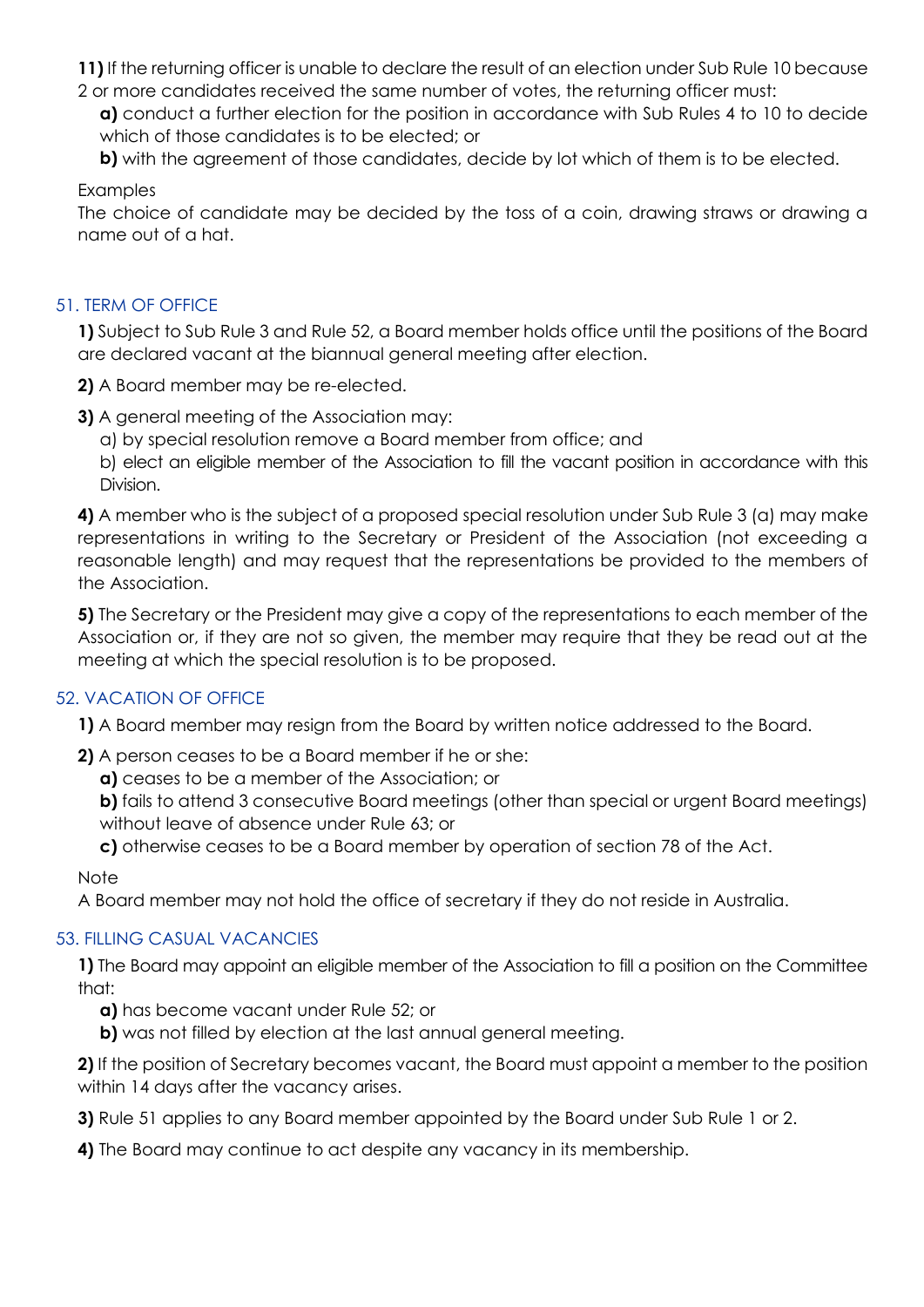**11)** If the returning officer is unable to declare the result of an election under Sub Rule 10 because 2 or more candidates received the same number of votes, the returning officer must:

**a)** conduct a further election for the position in accordance with Sub Rules 4 to 10 to decide which of those candidates is to be elected; or

**b)** with the agreement of those candidates, decide by lot which of them is to be elected.

Examples

The choice of candidate may be decided by the toss of a coin, drawing straws or drawing a name out of a hat.

## 51. TERM OF OFFICE

**1)** Subject to Sub Rule 3 and Rule 52, a Board member holds office until the positions of the Board are declared vacant at the biannual general meeting after election.

**2)** A Board member may be re-elected.

**3)** A general meeting of the Association may:

a) by special resolution remove a Board member from office; and

b) elect an eligible member of the Association to fill the vacant position in accordance with this Division.

**4)** A member who is the subject of a proposed special resolution under Sub Rule 3 (a) may make representations in writing to the Secretary or President of the Association (not exceeding a reasonable length) and may request that the representations be provided to the members of the Association.

**5)** The Secretary or the President may give a copy of the representations to each member of the Association or, if they are not so given, the member may require that they be read out at the meeting at which the special resolution is to be proposed.

## 52. VACATION OF OFFICE

**1)** A Board member may resign from the Board by written notice addressed to the Board.

**2)** A person ceases to be a Board member if he or she:

**a)** ceases to be a member of the Association; or

**b)** fails to attend 3 consecutive Board meetings (other than special or urgent Board meetings) without leave of absence under Rule 63; or

**c)** otherwise ceases to be a Board member by operation of section 78 of the Act.

Note

A Board member may not hold the office of secretary if they do not reside in Australia.

## 53. FILLING CASUAL VACANCIES

**1)** The Board may appoint an eligible member of the Association to fill a position on the Committee that:

**a)** has become vacant under Rule 52; or

**b)** was not filled by election at the last annual general meeting.

**2)** If the position of Secretary becomes vacant, the Board must appoint a member to the position within 14 days after the vacancy arises.

**3)** Rule 51 applies to any Board member appointed by the Board under Sub Rule 1 or 2.

**4)** The Board may continue to act despite any vacancy in its membership.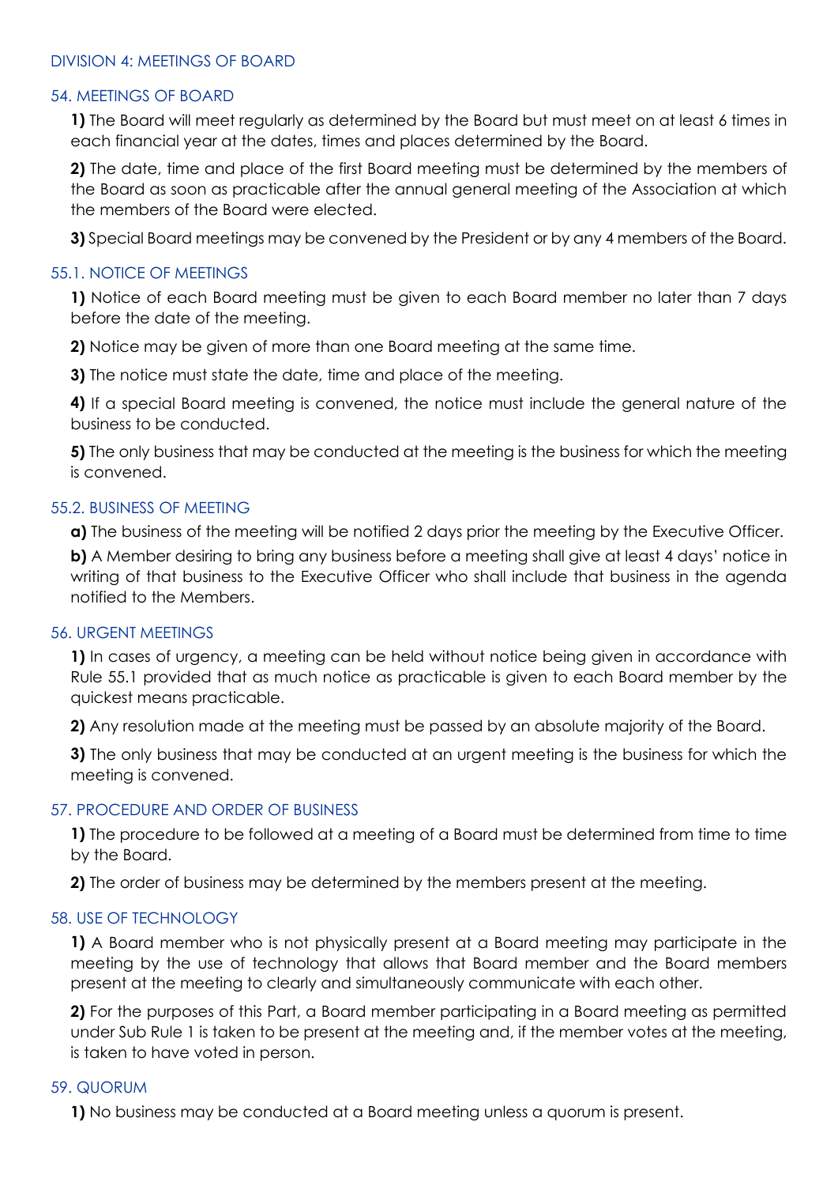## DIVISION 4: MEETINGS OF BOARD

### 54. MEETINGS OF BOARD

**1)** The Board will meet regularly as determined by the Board but must meet on at least 6 times in each financial year at the dates, times and places determined by the Board.

**2)** The date, time and place of the first Board meeting must be determined by the members of the Board as soon as practicable after the annual general meeting of the Association at which the members of the Board were elected.

**3)** Special Board meetings may be convened by the President or by any 4 members of the Board.

### 55.1. NOTICE OF MEETINGS

**1)** Notice of each Board meeting must be given to each Board member no later than 7 days before the date of the meeting.

**2)** Notice may be given of more than one Board meeting at the same time.

**3)** The notice must state the date, time and place of the meeting.

**4)** If a special Board meeting is convened, the notice must include the general nature of the business to be conducted.

**5)** The only business that may be conducted at the meeting is the business for which the meeting is convened.

### 55.2. BUSINESS OF MEETING

**a)** The business of the meeting will be notified 2 days prior the meeting by the Executive Officer.

**b)** A Member desiring to bring any business before a meeting shall give at least 4 days' notice in writing of that business to the Executive Officer who shall include that business in the agenda notified to the Members.

### 56. URGENT MEETINGS

**1)** In cases of urgency, a meeting can be held without notice being given in accordance with Rule 55.1 provided that as much notice as practicable is given to each Board member by the quickest means practicable.

**2)** Any resolution made at the meeting must be passed by an absolute majority of the Board.

**3)** The only business that may be conducted at an urgent meeting is the business for which the meeting is convened.

### 57. PROCEDURE AND ORDER OF BUSINESS

**1)** The procedure to be followed at a meeting of a Board must be determined from time to time by the Board.

**2)** The order of business may be determined by the members present at the meeting.

### 58. USE OF TECHNOLOGY

**1)** A Board member who is not physically present at a Board meeting may participate in the meeting by the use of technology that allows that Board member and the Board members present at the meeting to clearly and simultaneously communicate with each other.

**2)** For the purposes of this Part, a Board member participating in a Board meeting as permitted under Sub Rule 1 is taken to be present at the meeting and, if the member votes at the meeting, is taken to have voted in person.

### 59. QUORUM

**1)** No business may be conducted at a Board meeting unless a quorum is present.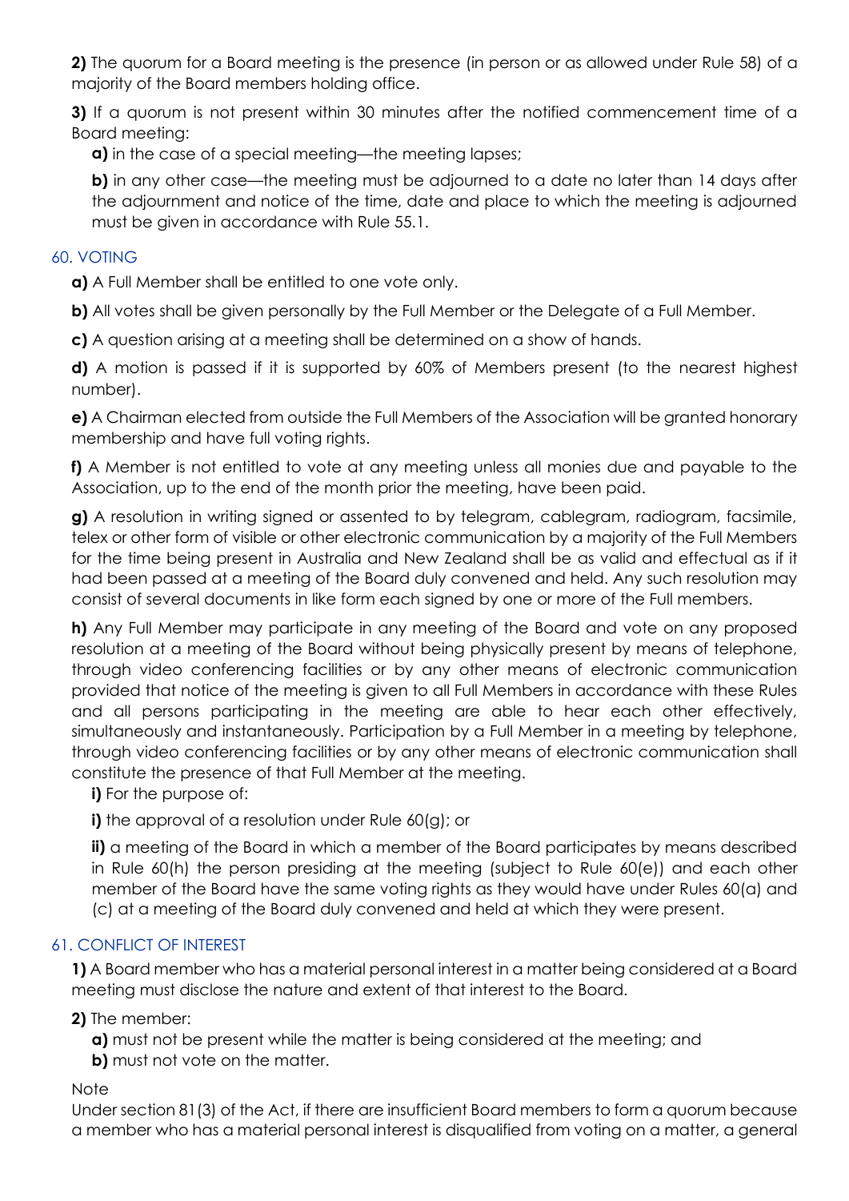**2)** The quorum for a Board meeting is the presence (in person or as allowed under Rule 58) of a majority of the Board members holding office.

**3)** If a quorum is not present within 30 minutes after the notified commencement time of a Board meeting:

**a)** in the case of a special meeting—the meeting lapses;

**b)** in any other case—the meeting must be adjourned to a date no later than 14 days after the adjournment and notice of the time, date and place to which the meeting is adjourned must be given in accordance with Rule 55.1.

## 60. VOTING

**a)** A Full Member shall be entitled to one vote only.

**b)** All votes shall be given personally by the Full Member or the Delegate of a Full Member.

**c)** A question arising at a meeting shall be determined on a show of hands.

**d)** A motion is passed if it is supported by 60% of Members present (to the nearest highest number).

**e)** A Chairman elected from outside the Full Members of the Association will be granted honorary membership and have full voting rights.

**f)** A Member is not entitled to vote at any meeting unless all monies due and payable to the Association, up to the end of the month prior the meeting, have been paid.

**g)** A resolution in writing signed or assented to by telegram, cablegram, radiogram, facsimile, telex or other form of visible or other electronic communication by a majority of the Full Members for the time being present in Australia and New Zealand shall be as valid and effectual as if it had been passed at a meeting of the Board duly convened and held. Any such resolution may consist of several documents in like form each signed by one or more of the Full members.

**h)** Any Full Member may participate in any meeting of the Board and vote on any proposed resolution at a meeting of the Board without being physically present by means of telephone, through video conferencing facilities or by any other means of electronic communication provided that notice of the meeting is given to all Full Members in accordance with these Rules and all persons participating in the meeting are able to hear each other effectively, simultaneously and instantaneously. Participation by a Full Member in a meeting by telephone, through video conferencing facilities or by any other means of electronic communication shall constitute the presence of that Full Member at the meeting.

**i)** For the purpose of:

**i)** the approval of a resolution under Rule 60(g); or

**ii)** a meeting of the Board in which a member of the Board participates by means described in Rule 60(h) the person presiding at the meeting (subject to Rule 60(e)) and each other member of the Board have the same voting rights as they would have under Rules 60(a) and (c) at a meeting of the Board duly convened and held at which they were present.

## 61. CONFLICT OF INTEREST

**1)** A Board member who has a material personal interest in a matter being considered at a Board meeting must disclose the nature and extent of that interest to the Board.

**2)** The member:

**a)** must not be present while the matter is being considered at the meeting; and

**b)** must not vote on the matter.

Note

Under section 81(3) of the Act, if there are insufficient Board members to form a quorum because a member who has a material personal interest is disqualified from voting on a matter, a general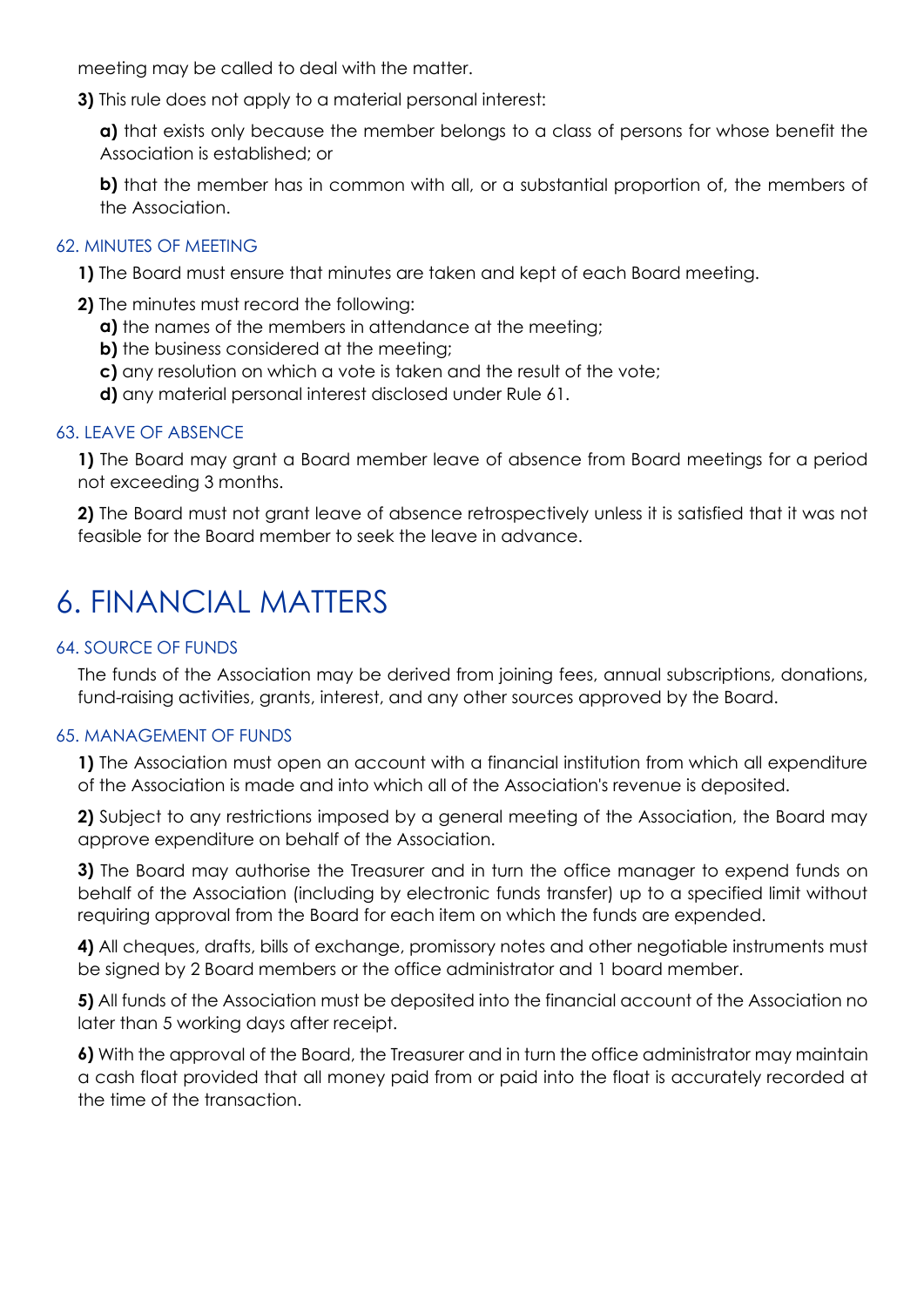meeting may be called to deal with the matter.

**3)** This rule does not apply to a material personal interest:

**a)** that exists only because the member belongs to a class of persons for whose benefit the Association is established; or

**b)** that the member has in common with all, or a substantial proportion of, the members of the Association.

### 62. MINUTES OF MEETING

**1)** The Board must ensure that minutes are taken and kept of each Board meeting.

**2)** The minutes must record the following:
**a)** the names of the members in attendance at the meeting;
**b)** the business considered at the meeting;
**c)** any resolution on which a vote is taken and the result of the vote;
**d)** any material personal interest disclosed under Rule 61.

### 63. LEAVE OF ABSENCE

**1)** The Board may grant a Board member leave of absence from Board meetings for a period not exceeding 3 months.

**2)** The Board must not grant leave of absence retrospectively unless it is satisfied that it was not feasible for the Board member to seek the leave in advance.

# 6. FINANCIAL MATTERS

### 64. SOURCE OF FUNDS

The funds of the Association may be derived from joining fees, annual subscriptions, donations, fund-raising activities, grants, interest, and any other sources approved by the Board.

### 65. MANAGEMENT OF FUNDS

**1)** The Association must open an account with a financial institution from which all expenditure of the Association is made and into which all of the Association's revenue is deposited.

**2)** Subject to any restrictions imposed by a general meeting of the Association, the Board may approve expenditure on behalf of the Association.

**3)** The Board may authorise the Treasurer and in turn the office manager to expend funds on behalf of the Association (including by electronic funds transfer) up to a specified limit without requiring approval from the Board for each item on which the funds are expended.

**4)** All cheques, drafts, bills of exchange, promissory notes and other negotiable instruments must be signed by 2 Board members or the office administrator and 1 board member.

**5)** All funds of the Association must be deposited into the financial account of the Association no later than 5 working days after receipt.

**6)** With the approval of the Board, the Treasurer and in turn the office administrator may maintain a cash float provided that all money paid from or paid into the float is accurately recorded at the time of the transaction.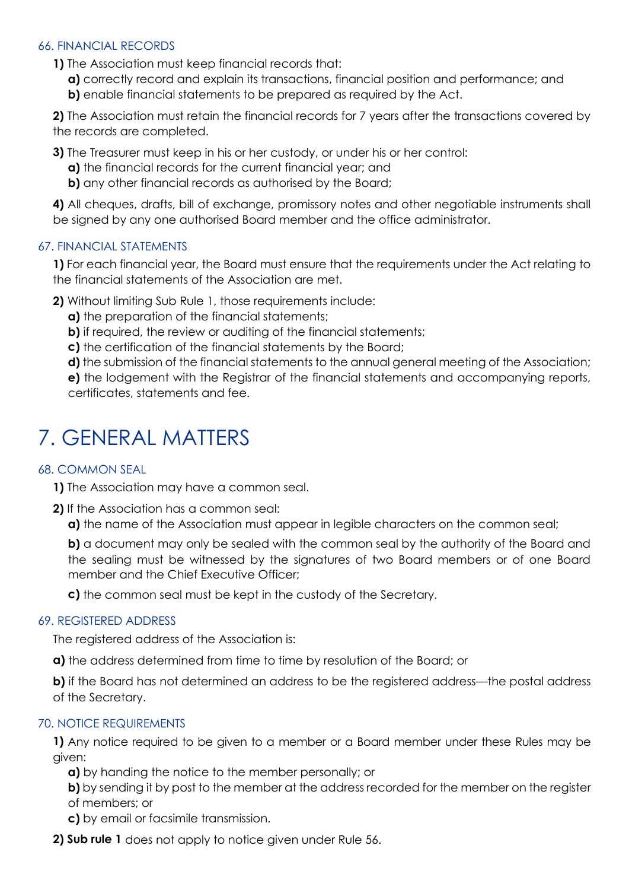#### 66. FINANCIAL RECORDS

**1)** The Association must keep financial records that:

**a)** correctly record and explain its transactions, financial position and performance; and

**b)** enable financial statements to be prepared as required by the Act.

**2)** The Association must retain the financial records for 7 years after the transactions covered by the records are completed.

**3)** The Treasurer must keep in his or her custody, or under his or her control:

**a)** the financial records for the current financial year; and

**b)** any other financial records as authorised by the Board;

**4)** All cheques, drafts, bill of exchange, promissory notes and other negotiable instruments shall be signed by any one authorised Board member and the office administrator.

#### 67. FINANCIAL STATEMENTS

**1)** For each financial year, the Board must ensure that the requirements under the Act relating to the financial statements of the Association are met.

**2)** Without limiting Sub Rule 1, those requirements include:

**a)** the preparation of the financial statements;

**b)** if required, the review or auditing of the financial statements;

**c)** the certification of the financial statements by the Board;

**d)** the submission of the financial statements to the annual general meeting of the Association;

**e)** the lodgement with the Registrar of the financial statements and accompanying reports, certificates, statements and fee.

# 7. GENERAL MATTERS

#### 68. COMMON SEAL

**1)** The Association may have a common seal.

**2)** If the Association has a common seal:

**a)** the name of the Association must appear in legible characters on the common seal;

**b)** a document may only be sealed with the common seal by the authority of the Board and the sealing must be witnessed by the signatures of two Board members or of one Board member and the Chief Executive Officer;

**c)** the common seal must be kept in the custody of the Secretary.

#### 69. REGISTERED ADDRESS

The registered address of the Association is:

**a)** the address determined from time to time by resolution of the Board; or

**b)** if the Board has not determined an address to be the registered address—the postal address of the Secretary.

#### 70. NOTICE REQUIREMENTS

**1)** Any notice required to be given to a member or a Board member under these Rules may be given:

**a)** by handing the notice to the member personally; or

**b)** by sending it by post to the member at the address recorded for the member on the register of members; or

**c)** by email or facsimile transmission.

**2) Sub rule 1** does not apply to notice given under Rule 56.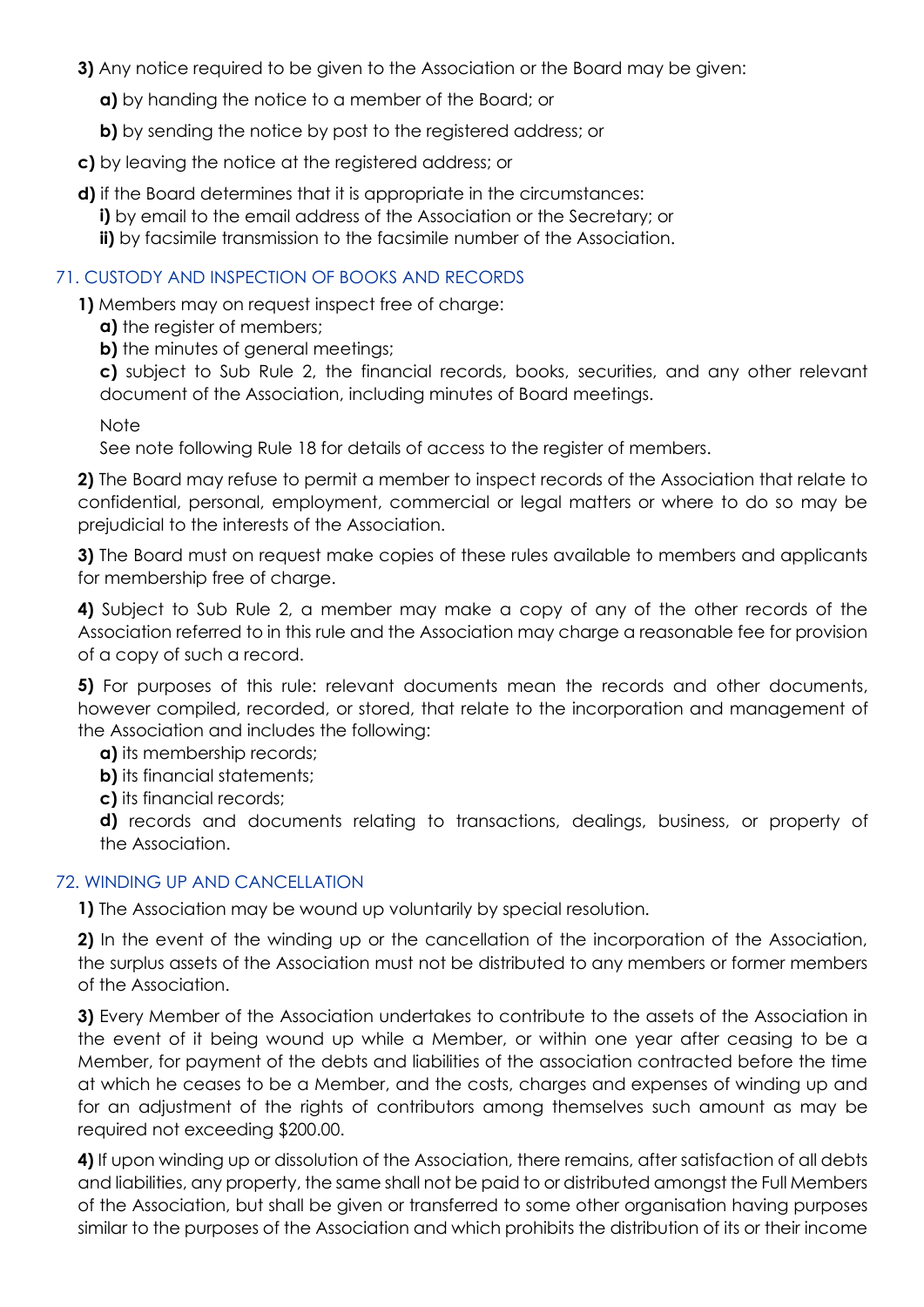**3)** Any notice required to be given to the Association or the Board may be given:

**a)** by handing the notice to a member of the Board; or

**b)** by sending the notice by post to the registered address; or

**c)** by leaving the notice at the registered address; or

**d)** if the Board determines that it is appropriate in the circumstances:
**i)** by email to the email address of the Association or the Secretary; or
**ii)** by facsimile transmission to the facsimile number of the Association.

## 71. CUSTODY AND INSPECTION OF BOOKS AND RECORDS

**1)** Members may on request inspect free of charge:
**a)** the register of members;
**b)** the minutes of general meetings;
**c)** subject to Sub Rule 2, the financial records, books, securities, and any other relevant document of the Association, including minutes of Board meetings.

Note
See note following Rule 18 for details of access to the register of members.

**2)** The Board may refuse to permit a member to inspect records of the Association that relate to confidential, personal, employment, commercial or legal matters or where to do so may be prejudicial to the interests of the Association.

**3)** The Board must on request make copies of these rules available to members and applicants for membership free of charge.

**4)** Subject to Sub Rule 2, a member may make a copy of any of the other records of the Association referred to in this rule and the Association may charge a reasonable fee for provision of a copy of such a record.

**5)** For purposes of this rule: relevant documents mean the records and other documents, however compiled, recorded, or stored, that relate to the incorporation and management of the Association and includes the following:
**a)** its membership records;
**b)** its financial statements;
**c)** its financial records;
**d)** records and documents relating to transactions, dealings, business, or property of the Association.

## 72. WINDING UP AND CANCELLATION

**1)** The Association may be wound up voluntarily by special resolution.

**2)** In the event of the winding up or the cancellation of the incorporation of the Association, the surplus assets of the Association must not be distributed to any members or former members of the Association.

**3)** Every Member of the Association undertakes to contribute to the assets of the Association in the event of it being wound up while a Member, or within one year after ceasing to be a Member, for payment of the debts and liabilities of the association contracted before the time at which he ceases to be a Member, and the costs, charges and expenses of winding up and for an adjustment of the rights of contributors among themselves such amount as may be required not exceeding $200.00.

**4)** If upon winding up or dissolution of the Association, there remains, after satisfaction of all debts and liabilities, any property, the same shall not be paid to or distributed amongst the Full Members of the Association, but shall be given or transferred to some other organisation having purposes similar to the purposes of the Association and which prohibits the distribution of its or their income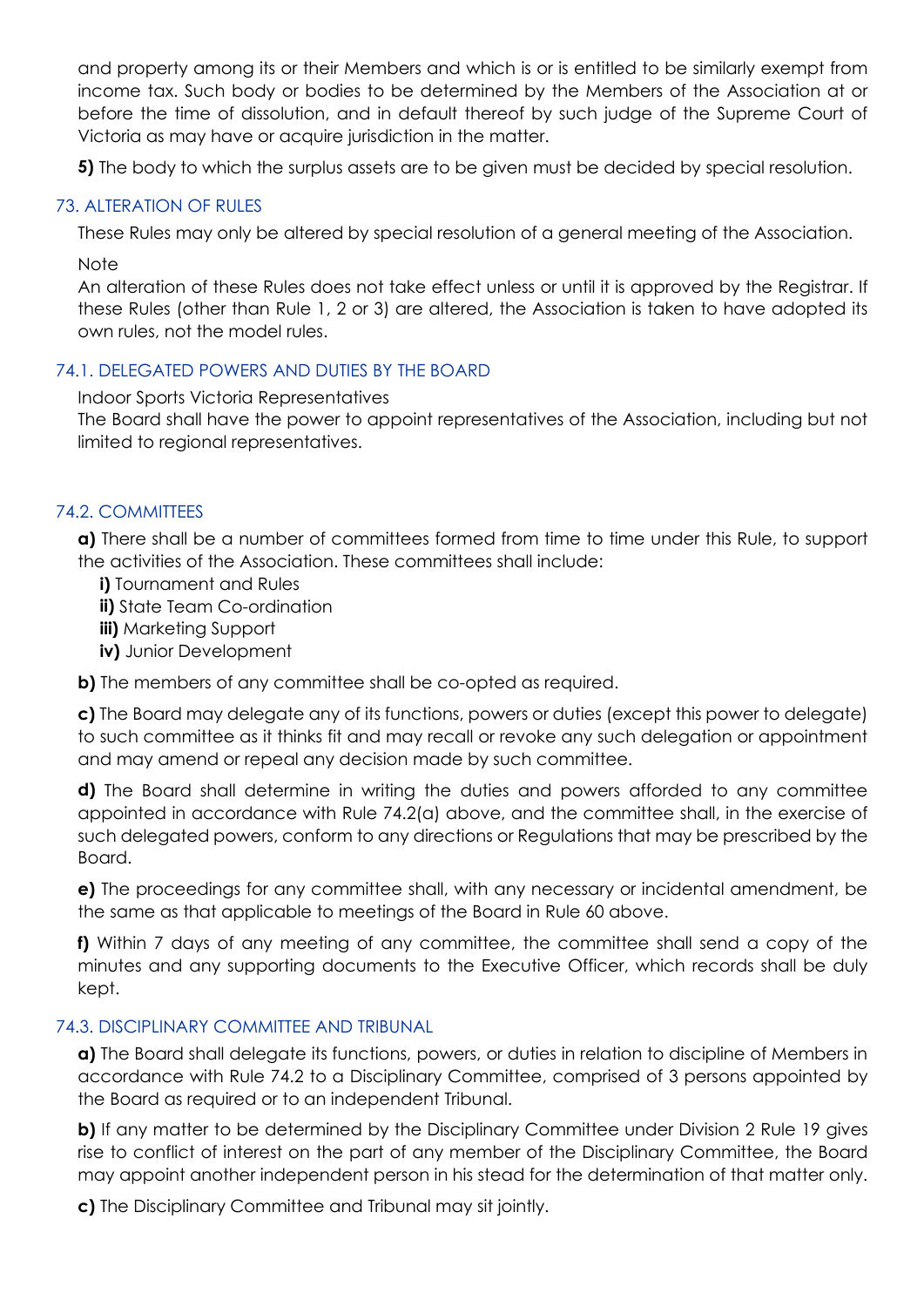and property among its or their Members and which is or is entitled to be similarly exempt from income tax. Such body or bodies to be determined by the Members of the Association at or before the time of dissolution, and in default thereof by such judge of the Supreme Court of Victoria as may have or acquire jurisdiction in the matter.

**5)** The body to which the surplus assets are to be given must be decided by special resolution.

## 73. ALTERATION OF RULES

These Rules may only be altered by special resolution of a general meeting of the Association.

Note
An alteration of these Rules does not take effect unless or until it is approved by the Registrar. If these Rules (other than Rule 1, 2 or 3) are altered, the Association is taken to have adopted its own rules, not the model rules.

## 74.1. DELEGATED POWERS AND DUTIES BY THE BOARD

Indoor Sports Victoria Representatives
The Board shall have the power to appoint representatives of the Association, including but not limited to regional representatives.

## 74.2. COMMITTEES

**a)** There shall be a number of committees formed from time to time under this Rule, to support the activities of the Association. These committees shall include:

- **i)** Tournament and Rules
- **ii)** State Team Co-ordination
- **iii)** Marketing Support
- **iv)** Junior Development

**b)** The members of any committee shall be co-opted as required.

**c)** The Board may delegate any of its functions, powers or duties (except this power to delegate) to such committee as it thinks fit and may recall or revoke any such delegation or appointment and may amend or repeal any decision made by such committee.

**d)** The Board shall determine in writing the duties and powers afforded to any committee appointed in accordance with Rule 74.2(a) above, and the committee shall, in the exercise of such delegated powers, conform to any directions or Regulations that may be prescribed by the Board.

**e)** The proceedings for any committee shall, with any necessary or incidental amendment, be the same as that applicable to meetings of the Board in Rule 60 above.

**f)** Within 7 days of any meeting of any committee, the committee shall send a copy of the minutes and any supporting documents to the Executive Officer, which records shall be duly kept.

## 74.3. DISCIPLINARY COMMITTEE AND TRIBUNAL

**a)** The Board shall delegate its functions, powers, or duties in relation to discipline of Members in accordance with Rule 74.2 to a Disciplinary Committee, comprised of 3 persons appointed by the Board as required or to an independent Tribunal.

**b)** If any matter to be determined by the Disciplinary Committee under Division 2 Rule 19 gives rise to conflict of interest on the part of any member of the Disciplinary Committee, the Board may appoint another independent person in his stead for the determination of that matter only.

**c)** The Disciplinary Committee and Tribunal may sit jointly.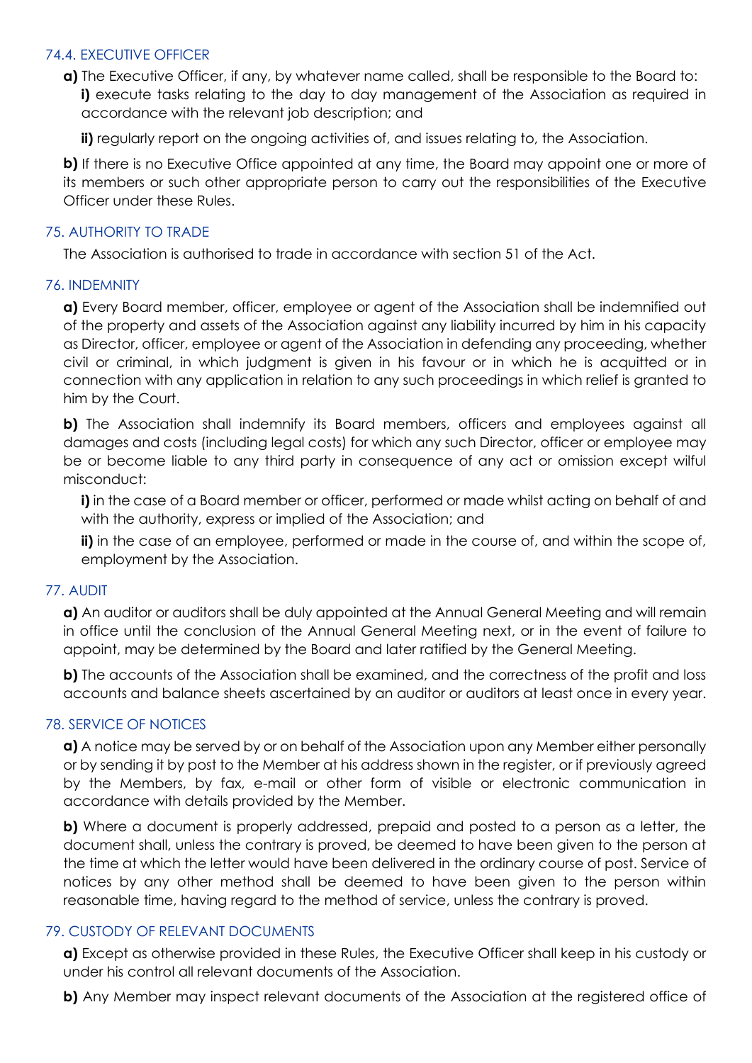### 74.4. EXECUTIVE OFFICER

**a)** The Executive Officer, if any, by whatever name called, shall be responsible to the Board to:

**i)** execute tasks relating to the day to day management of the Association as required in accordance with the relevant job description; and

**ii)** regularly report on the ongoing activities of, and issues relating to, the Association.

**b)** If there is no Executive Office appointed at any time, the Board may appoint one or more of its members or such other appropriate person to carry out the responsibilities of the Executive Officer under these Rules.

## 75. AUTHORITY TO TRADE

The Association is authorised to trade in accordance with section 51 of the Act.

## 76. INDEMNITY

**a)** Every Board member, officer, employee or agent of the Association shall be indemnified out of the property and assets of the Association against any liability incurred by him in his capacity as Director, officer, employee or agent of the Association in defending any proceeding, whether civil or criminal, in which judgment is given in his favour or in which he is acquitted or in connection with any application in relation to any such proceedings in which relief is granted to him by the Court.

**b)** The Association shall indemnify its Board members, officers and employees against all damages and costs (including legal costs) for which any such Director, officer or employee may be or become liable to any third party in consequence of any act or omission except wilful misconduct:

**i)** in the case of a Board member or officer, performed or made whilst acting on behalf of and with the authority, express or implied of the Association; and

**ii)** in the case of an employee, performed or made in the course of, and within the scope of, employment by the Association.

## 77. AUDIT

**a)** An auditor or auditors shall be duly appointed at the Annual General Meeting and will remain in office until the conclusion of the Annual General Meeting next, or in the event of failure to appoint, may be determined by the Board and later ratified by the General Meeting.

**b)** The accounts of the Association shall be examined, and the correctness of the profit and loss accounts and balance sheets ascertained by an auditor or auditors at least once in every year.

## 78. SERVICE OF NOTICES

**a)** A notice may be served by or on behalf of the Association upon any Member either personally or by sending it by post to the Member at his address shown in the register, or if previously agreed by the Members, by fax, e-mail or other form of visible or electronic communication in accordance with details provided by the Member.

**b)** Where a document is properly addressed, prepaid and posted to a person as a letter, the document shall, unless the contrary is proved, be deemed to have been given to the person at the time at which the letter would have been delivered in the ordinary course of post. Service of notices by any other method shall be deemed to have been given to the person within reasonable time, having regard to the method of service, unless the contrary is proved.

## 79. CUSTODY OF RELEVANT DOCUMENTS

**a)** Except as otherwise provided in these Rules, the Executive Officer shall keep in his custody or under his control all relevant documents of the Association.

**b)** Any Member may inspect relevant documents of the Association at the registered office of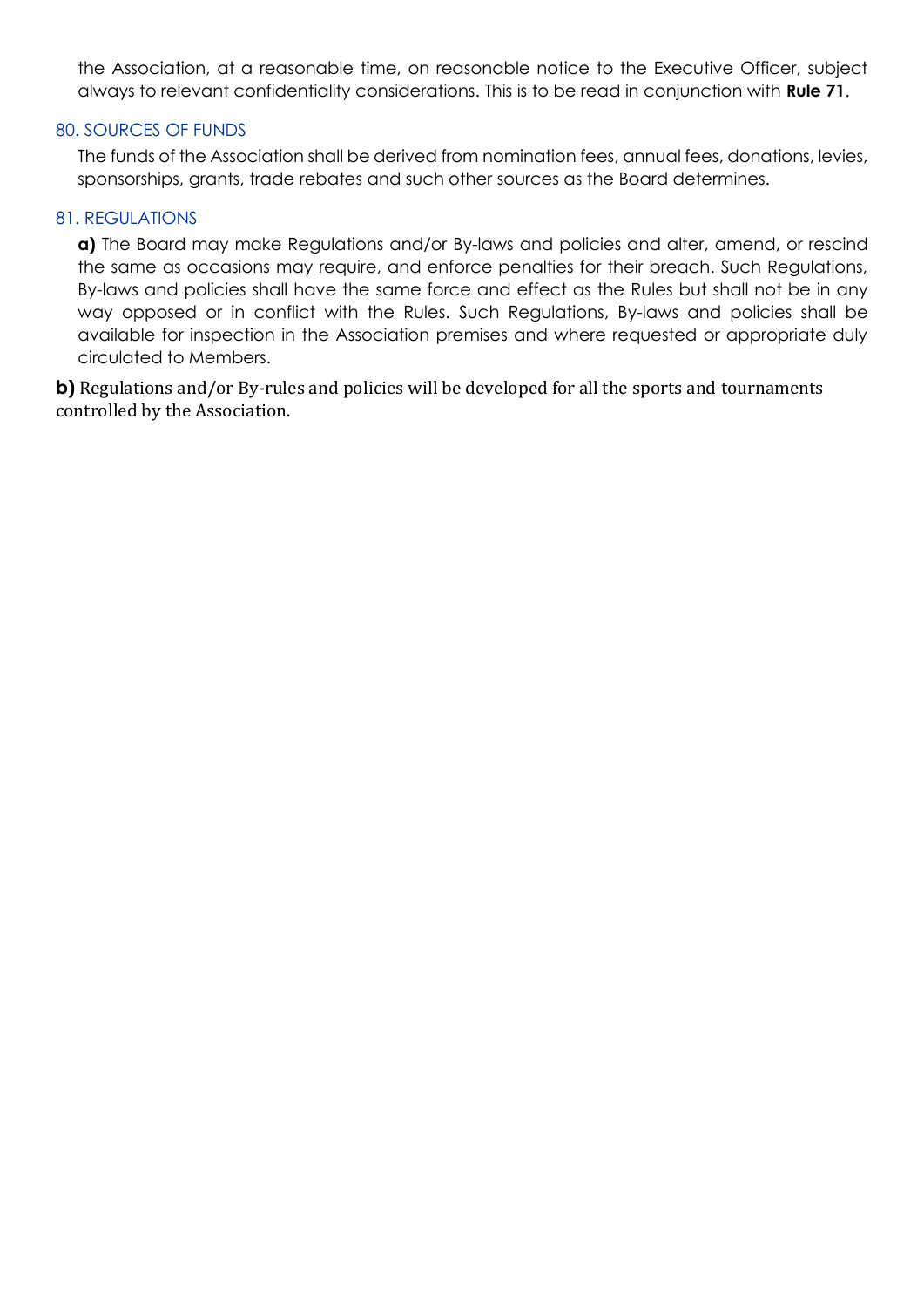the Association, at a reasonable time, on reasonable notice to the Executive Officer, subject always to relevant confidentiality considerations. This is to be read in conjunction with **Rule 71**.

## 80. SOURCES OF FUNDS

The funds of the Association shall be derived from nomination fees, annual fees, donations, levies, sponsorships, grants, trade rebates and such other sources as the Board determines.

## 81. REGULATIONS

**a)** The Board may make Regulations and/or By-laws and policies and alter, amend, or rescind the same as occasions may require, and enforce penalties for their breach. Such Regulations, By-laws and policies shall have the same force and effect as the Rules but shall not be in any way opposed or in conflict with the Rules. Such Regulations, By-laws and policies shall be available for inspection in the Association premises and where requested or appropriate duly circulated to Members.

**b)** Regulations and/or By-rules and policies will be developed for all the sports and tournaments controlled by the Association.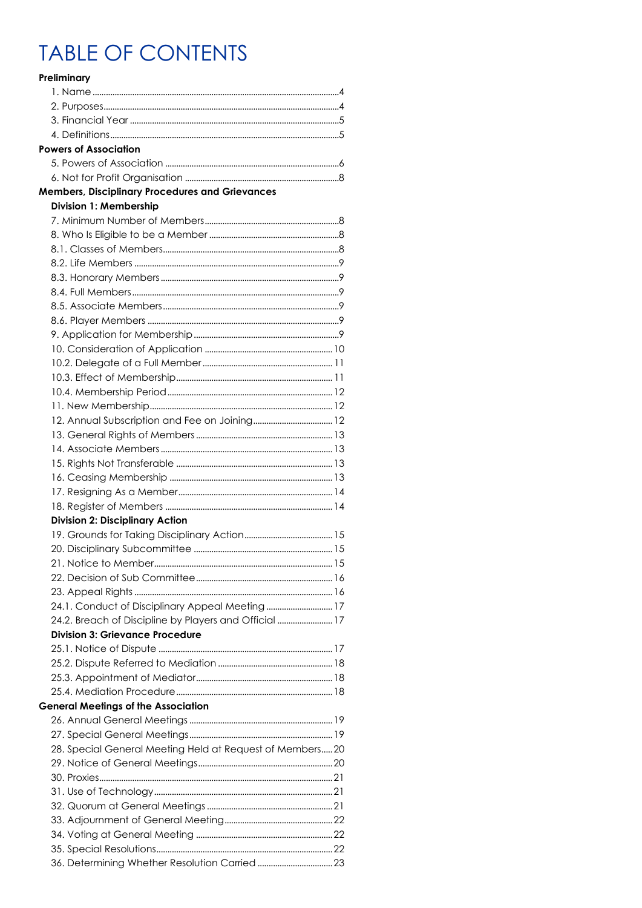# TABLE OF CONTENTS

**Preliminary**

- 1. Name ....................................................................................................4
- 2. Purposes................................................................................................4
- 3. Financial Year .......................................................................................5
- 4. Definitions.............................................................................................5

**Powers of Association**

- 5. Powers of Association ..........................................................................6
- 6. Not for Profit Organisation ...................................................................8

**Members, Disciplinary Procedures and Grievances**

**Division 1: Membership**

- 7. Minimum Number of Members...........................................................8
- 8. Who Is Eligible to be a Member .........................................................8
- 8.1. Classes of Members..........................................................................8
- 8.2. Life Members .....................................................................................9
- 8.3. Honorary Members ...........................................................................9
- 8.4. Full Members......................................................................................9
- 8.5. Associate Members...........................................................................9
- 8.6. Player Members ................................................................................9
- 9. Application for Membership ................................................................9
- 10. Consideration of Application ..........................................................10
- 10.2. Delegate of a Full Member...........................................................11
- 10.3. Effect of Membership......................................................................11
- 10.4. Membership Period ........................................................................12
- 11. New Membership...............................................................................12
- 12. Annual Subscription and Fee on Joining..........................................12
- 13. General Rights of Members ..............................................................13
- 14. Associate Members ...........................................................................13
- 15. Rights Not Transferable .....................................................................13
- 16. Ceasing Membership ........................................................................13
- 17. Resigning As a Member.....................................................................14
- 18. Register of Members .........................................................................14

**Division 2: Disciplinary Action**

- 19. Grounds for Taking Disciplinary Action.............................................15
- 20. Disciplinary Subcommittee ..............................................................15
- 21. Notice to Member.............................................................................15
- 22. Decision of Sub Committee..............................................................16
- 23. Appeal Rights ....................................................................................16
- 24.1. Conduct of Disciplinary Appeal Meeting ......................................17
- 24.2. Breach of Discipline by Players and Official ..................................17

**Division 3: Grievance Procedure**

- 25.1. Notice of Dispute ...........................................................................17
- 25.2. Dispute Referred to Mediation ......................................................18
- 25.3. Appointment of Mediator..............................................................18
- 25.4. Mediation Procedure......................................................................18

**General Meetings of the Association**

- 26. Annual General Meetings ................................................................19
- 27. Special General Meetings.................................................................19
- 28. Special General Meeting Held at Request of Members.....20
- 29. Notice of General Meetings..............................................................20
- 30. Proxies................................................................................................21
- 31. Use of Technology..............................................................................21
- 32. Quorum at General Meetings ...........................................................21
- 33. Adjournment of General Meeting.....................................................22
- 34. Voting at General Meeting ...............................................................22
- 35. Special Resolutions.............................................................................22
- 36. Determining Whether Resolution Carried .........................................23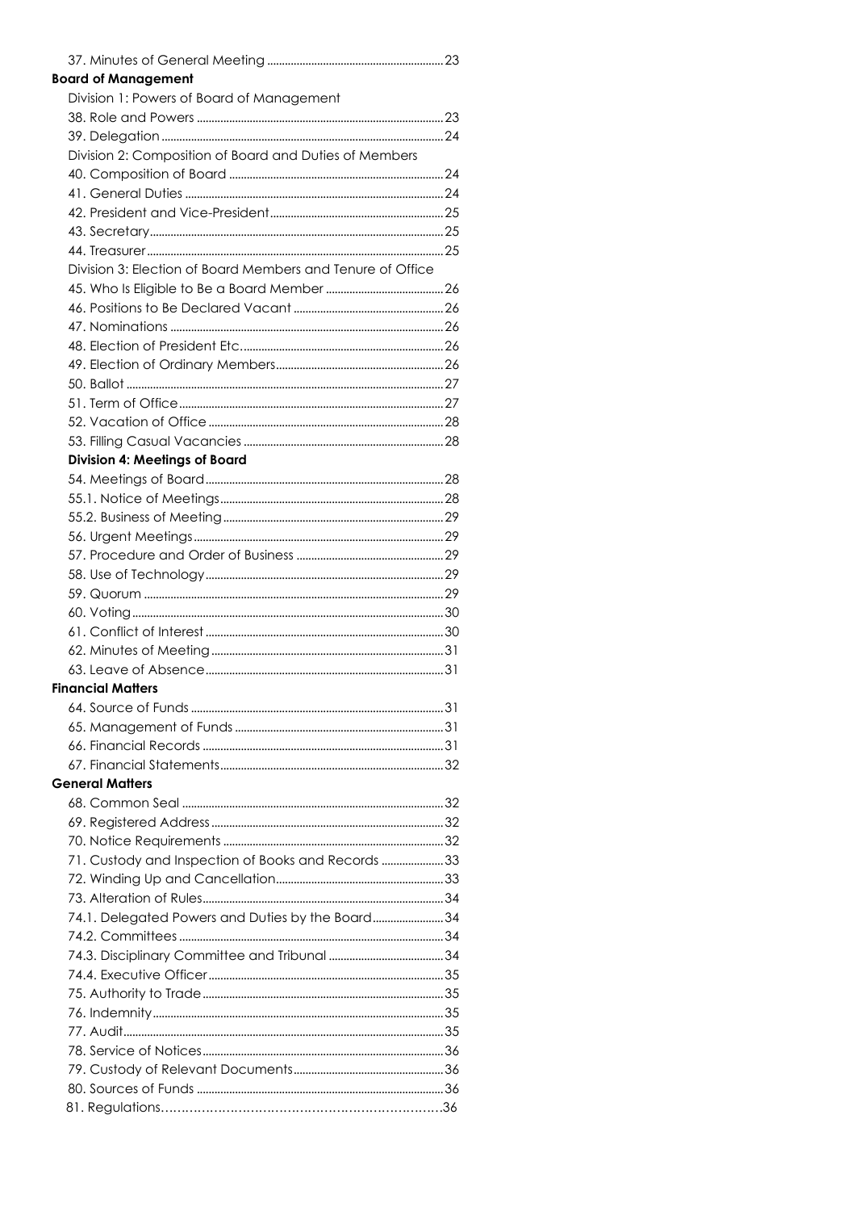37. Minutes of General Meeting ............................................................ 23

**Board of Management**

Division 1: Powers of Board of Management

38. Role and Powers ............................................................ 23
39. Delegation ............................................................ 24

Division 2: Composition of Board and Duties of Members

40. Composition of Board ............................................................ 24
41. General Duties ............................................................ 24
42. President and Vice-President ............................................................ 25
43. Secretary ............................................................ 25
44. Treasurer ............................................................ 25

Division 3: Election of Board Members and Tenure of Office

45. Who Is Eligible to Be a Board Member ............................................................ 26
46. Positions to Be Declared Vacant ............................................................ 26
47. Nominations ............................................................ 26
48. Election of President Etc. ............................................................ 26
49. Election of Ordinary Members ............................................................ 26
50. Ballot ............................................................ 27
51. Term of Office ............................................................ 27
52. Vacation of Office ............................................................ 28
53. Filling Casual Vacancies ............................................................ 28

**Division 4: Meetings of Board**

54. Meetings of Board ............................................................ 28
55.1. Notice of Meetings ............................................................ 28
55.2. Business of Meeting ............................................................ 29
56. Urgent Meetings ............................................................ 29
57. Procedure and Order of Business ............................................................ 29
58. Use of Technology ............................................................ 29
59. Quorum ............................................................ 29
60. Voting ............................................................ 30
61. Conflict of Interest ............................................................ 30
62. Minutes of Meeting ............................................................ 31
63. Leave of Absence ............................................................ 31

**Financial Matters**

64. Source of Funds ............................................................ 31
65. Management of Funds ............................................................ 31
66. Financial Records ............................................................ 31
67. Financial Statements ............................................................ 32

**General Matters**

68. Common Seal ............................................................ 32
69. Registered Address ............................................................ 32
70. Notice Requirements ............................................................ 32
71. Custody and Inspection of Books and Records ............................................................ 33
72. Winding Up and Cancellation ............................................................ 33
73. Alteration of Rules ............................................................ 34
74.1. Delegated Powers and Duties by the Board ............................................................ 34
74.2. Committees ............................................................ 34
74.3. Disciplinary Committee and Tribunal ............................................................ 34
74.4. Executive Officer ............................................................ 35
75. Authority to Trade ............................................................ 35
76. Indemnity ............................................................ 35
77. Audit ............................................................ 35
78. Service of Notices ............................................................ 36
79. Custody of Relevant Documents ............................................................ 36
80. Sources of Funds ............................................................ 36
81. Regulations ............................................................ 36